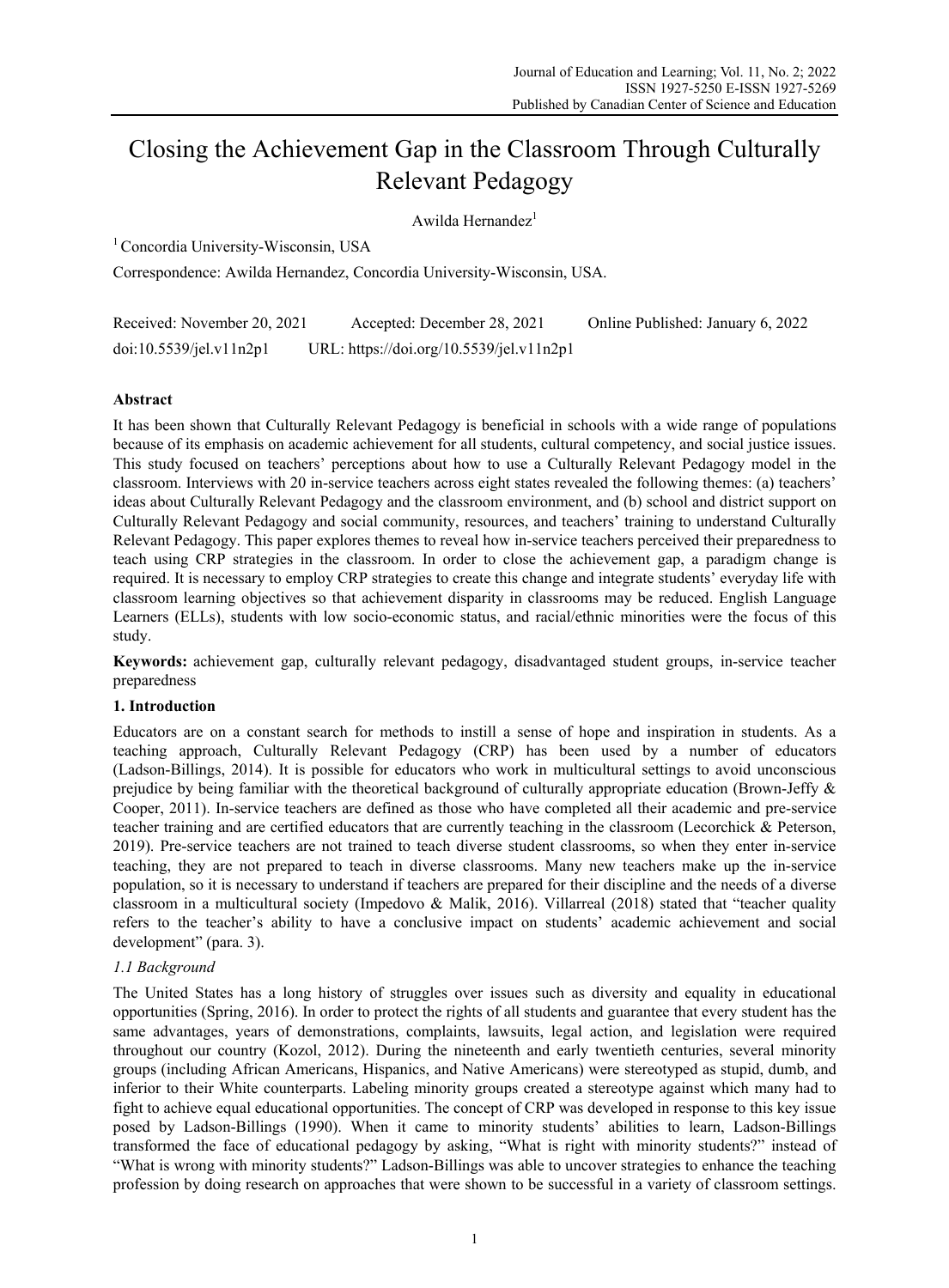# Closing the Achievement Gap in the Classroom Through Culturally Relevant Pedagogy

Awilda Hernandez[1]

[1] Concordia University-Wisconsin, USA

Correspondence: Awilda Hernandez, Concordia University-Wisconsin, USA.

Received: November 20, 2021    Accepted: December 28, 2021    Online Published: January 6, 2022

doi:10.5539/jel.v11n2p1    URL: https://doi.org/10.5539/jel.v11n2p1

## Abstract

It has been shown that Culturally Relevant Pedagogy is beneficial in schools with a wide range of populations because of its emphasis on academic achievement for all students, cultural competency, and social justice issues. This study focused on teachers' perceptions about how to use a Culturally Relevant Pedagogy model in the classroom. Interviews with 20 in-service teachers across eight states revealed the following themes: (a) teachers' ideas about Culturally Relevant Pedagogy and the classroom environment, and (b) school and district support on Culturally Relevant Pedagogy and social community, resources, and teachers' training to understand Culturally Relevant Pedagogy. This paper explores themes to reveal how in-service teachers perceived their preparedness to teach using CRP strategies in the classroom. In order to close the achievement gap, a paradigm change is required. It is necessary to employ CRP strategies to create this change and integrate students' everyday life with classroom learning objectives so that achievement disparity in classrooms may be reduced. English Language Learners (ELLs), students with low socio-economic status, and racial/ethnic minorities were the focus of this study.

**Keywords:** achievement gap, culturally relevant pedagogy, disadvantaged student groups, in-service teacher preparedness

## 1. Introduction

Educators are on a constant search for methods to instill a sense of hope and inspiration in students. As a teaching approach, Culturally Relevant Pedagogy (CRP) has been used by a number of educators (Ladson-Billings, 2014). It is possible for educators who work in multicultural settings to avoid unconscious prejudice by being familiar with the theoretical background of culturally appropriate education (Brown-Jeffy & Cooper, 2011). In-service teachers are defined as those who have completed all their academic and pre-service teacher training and are certified educators that are currently teaching in the classroom (Lecorchick & Peterson, 2019). Pre-service teachers are not trained to teach diverse student classrooms, so when they enter in-service teaching, they are not prepared to teach in diverse classrooms. Many new teachers make up the in-service population, so it is necessary to understand if teachers are prepared for their discipline and the needs of a diverse classroom in a multicultural society (Impedovo & Malik, 2016). Villarreal (2018) stated that "teacher quality refers to the teacher's ability to have a conclusive impact on students' academic achievement and social development" (para. 3).

### *1.1 Background*

The United States has a long history of struggles over issues such as diversity and equality in educational opportunities (Spring, 2016). In order to protect the rights of all students and guarantee that every student has the same advantages, years of demonstrations, complaints, lawsuits, legal action, and legislation were required throughout our country (Kozol, 2012). During the nineteenth and early twentieth centuries, several minority groups (including African Americans, Hispanics, and Native Americans) were stereotyped as stupid, dumb, and inferior to their White counterparts. Labeling minority groups created a stereotype against which many had to fight to achieve equal educational opportunities. The concept of CRP was developed in response to this key issue posed by Ladson-Billings (1990). When it came to minority students' abilities to learn, Ladson-Billings transformed the face of educational pedagogy by asking, "What is right with minority students?" instead of "What is wrong with minority students?" Ladson-Billings was able to uncover strategies to enhance the teaching profession by doing research on approaches that were shown to be successful in a variety of classroom settings.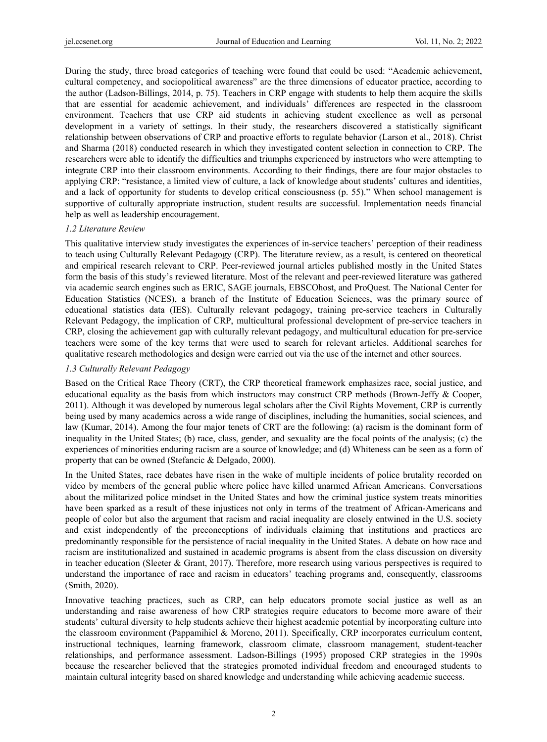During the study, three broad categories of teaching were found that could be used: "Academic achievement, cultural competency, and sociopolitical awareness" are the three dimensions of educator practice, according to the author (Ladson-Billings, 2014, p. 75). Teachers in CRP engage with students to help them acquire the skills that are essential for academic achievement, and individuals' differences are respected in the classroom environment. Teachers that use CRP aid students in achieving student excellence as well as personal development in a variety of settings. In their study, the researchers discovered a statistically significant relationship between observations of CRP and proactive efforts to regulate behavior (Larson et al., 2018). Christ and Sharma (2018) conducted research in which they investigated content selection in connection to CRP. The researchers were able to identify the difficulties and triumphs experienced by instructors who were attempting to integrate CRP into their classroom environments. According to their findings, there are four major obstacles to applying CRP: "resistance, a limited view of culture, a lack of knowledge about students' cultures and identities, and a lack of opportunity for students to develop critical consciousness (p. 55)." When school management is supportive of culturally appropriate instruction, student results are successful. Implementation needs financial help as well as leadership encouragement.

### *1.2 Literature Review*

This qualitative interview study investigates the experiences of in-service teachers' perception of their readiness to teach using Culturally Relevant Pedagogy (CRP). The literature review, as a result, is centered on theoretical and empirical research relevant to CRP. Peer-reviewed journal articles published mostly in the United States form the basis of this study's reviewed literature. Most of the relevant and peer-reviewed literature was gathered via academic search engines such as ERIC, SAGE journals, EBSCOhost, and ProQuest. The National Center for Education Statistics (NCES), a branch of the Institute of Education Sciences, was the primary source of educational statistics data (IES). Culturally relevant pedagogy, training pre-service teachers in Culturally Relevant Pedagogy, the implication of CRP, multicultural professional development of pre-service teachers in CRP, closing the achievement gap with culturally relevant pedagogy, and multicultural education for pre-service teachers were some of the key terms that were used to search for relevant articles. Additional searches for qualitative research methodologies and design were carried out via the use of the internet and other sources.

### *1.3 Culturally Relevant Pedagogy*

Based on the Critical Race Theory (CRT), the CRP theoretical framework emphasizes race, social justice, and educational equality as the basis from which instructors may construct CRP methods (Brown-Jeffy & Cooper, 2011). Although it was developed by numerous legal scholars after the Civil Rights Movement, CRP is currently being used by many academics across a wide range of disciplines, including the humanities, social sciences, and law (Kumar, 2014). Among the four major tenets of CRT are the following: (a) racism is the dominant form of inequality in the United States; (b) race, class, gender, and sexuality are the focal points of the analysis; (c) the experiences of minorities enduring racism are a source of knowledge; and (d) Whiteness can be seen as a form of property that can be owned (Stefancic & Delgado, 2000).

In the United States, race debates have risen in the wake of multiple incidents of police brutality recorded on video by members of the general public where police have killed unarmed African Americans. Conversations about the militarized police mindset in the United States and how the criminal justice system treats minorities have been sparked as a result of these injustices not only in terms of the treatment of African-Americans and people of color but also the argument that racism and racial inequality are closely entwined in the U.S. society and exist independently of the preconceptions of individuals claiming that institutions and practices are predominantly responsible for the persistence of racial inequality in the United States. A debate on how race and racism are institutionalized and sustained in academic programs is absent from the class discussion on diversity in teacher education (Sleeter & Grant, 2017). Therefore, more research using various perspectives is required to understand the importance of race and racism in educators' teaching programs and, consequently, classrooms (Smith, 2020).

Innovative teaching practices, such as CRP, can help educators promote social justice as well as an understanding and raise awareness of how CRP strategies require educators to become more aware of their students' cultural diversity to help students achieve their highest academic potential by incorporating culture into the classroom environment (Pappamihiel & Moreno, 2011). Specifically, CRP incorporates curriculum content, instructional techniques, learning framework, classroom climate, classroom management, student-teacher relationships, and performance assessment. Ladson-Billings (1995) proposed CRP strategies in the 1990s because the researcher believed that the strategies promoted individual freedom and encouraged students to maintain cultural integrity based on shared knowledge and understanding while achieving academic success.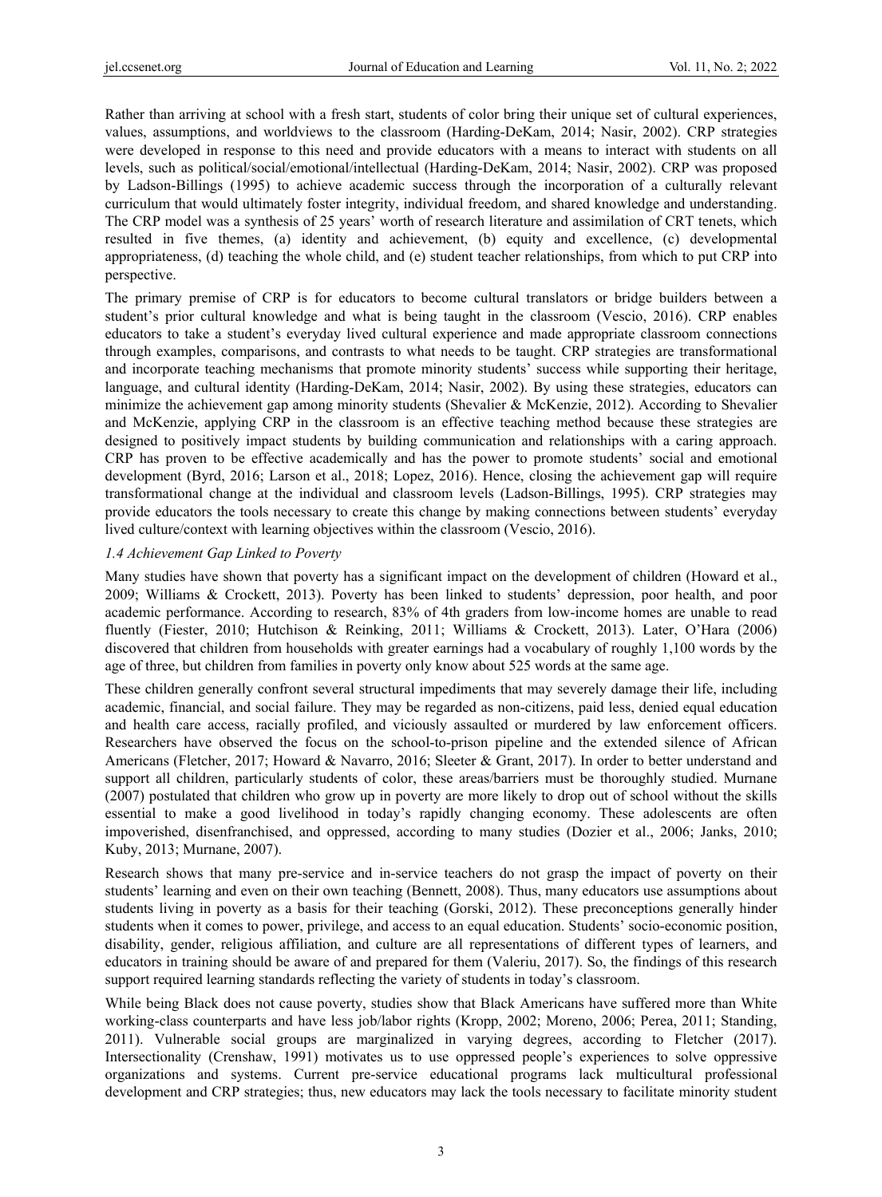Rather than arriving at school with a fresh start, students of color bring their unique set of cultural experiences, values, assumptions, and worldviews to the classroom (Harding-DeKam, 2014; Nasir, 2002). CRP strategies were developed in response to this need and provide educators with a means to interact with students on all levels, such as political/social/emotional/intellectual (Harding-DeKam, 2014; Nasir, 2002). CRP was proposed by Ladson-Billings (1995) to achieve academic success through the incorporation of a culturally relevant curriculum that would ultimately foster integrity, individual freedom, and shared knowledge and understanding. The CRP model was a synthesis of 25 years' worth of research literature and assimilation of CRT tenets, which resulted in five themes, (a) identity and achievement, (b) equity and excellence, (c) developmental appropriateness, (d) teaching the whole child, and (e) student teacher relationships, from which to put CRP into perspective.

The primary premise of CRP is for educators to become cultural translators or bridge builders between a student's prior cultural knowledge and what is being taught in the classroom (Vescio, 2016). CRP enables educators to take a student's everyday lived cultural experience and made appropriate classroom connections through examples, comparisons, and contrasts to what needs to be taught. CRP strategies are transformational and incorporate teaching mechanisms that promote minority students' success while supporting their heritage, language, and cultural identity (Harding-DeKam, 2014; Nasir, 2002). By using these strategies, educators can minimize the achievement gap among minority students (Shevalier & McKenzie, 2012). According to Shevalier and McKenzie, applying CRP in the classroom is an effective teaching method because these strategies are designed to positively impact students by building communication and relationships with a caring approach. CRP has proven to be effective academically and has the power to promote students' social and emotional development (Byrd, 2016; Larson et al., 2018; Lopez, 2016). Hence, closing the achievement gap will require transformational change at the individual and classroom levels (Ladson-Billings, 1995). CRP strategies may provide educators the tools necessary to create this change by making connections between students' everyday lived culture/context with learning objectives within the classroom (Vescio, 2016).

### *1.4 Achievement Gap Linked to Poverty*

Many studies have shown that poverty has a significant impact on the development of children (Howard et al., 2009; Williams & Crockett, 2013). Poverty has been linked to students' depression, poor health, and poor academic performance. According to research, 83% of 4th graders from low-income homes are unable to read fluently (Fiester, 2010; Hutchison & Reinking, 2011; Williams & Crockett, 2013). Later, O'Hara (2006) discovered that children from households with greater earnings had a vocabulary of roughly 1,100 words by the age of three, but children from families in poverty only know about 525 words at the same age.

These children generally confront several structural impediments that may severely damage their life, including academic, financial, and social failure. They may be regarded as non-citizens, paid less, denied equal education and health care access, racially profiled, and viciously assaulted or murdered by law enforcement officers. Researchers have observed the focus on the school-to-prison pipeline and the extended silence of African Americans (Fletcher, 2017; Howard & Navarro, 2016; Sleeter & Grant, 2017). In order to better understand and support all children, particularly students of color, these areas/barriers must be thoroughly studied. Murnane (2007) postulated that children who grow up in poverty are more likely to drop out of school without the skills essential to make a good livelihood in today's rapidly changing economy. These adolescents are often impoverished, disenfranchised, and oppressed, according to many studies (Dozier et al., 2006; Janks, 2010; Kuby, 2013; Murnane, 2007).

Research shows that many pre-service and in-service teachers do not grasp the impact of poverty on their students' learning and even on their own teaching (Bennett, 2008). Thus, many educators use assumptions about students living in poverty as a basis for their teaching (Gorski, 2012). These preconceptions generally hinder students when it comes to power, privilege, and access to an equal education. Students' socio-economic position, disability, gender, religious affiliation, and culture are all representations of different types of learners, and educators in training should be aware of and prepared for them (Valeriu, 2017). So, the findings of this research support required learning standards reflecting the variety of students in today's classroom.

While being Black does not cause poverty, studies show that Black Americans have suffered more than White working-class counterparts and have less job/labor rights (Kropp, 2002; Moreno, 2006; Perea, 2011; Standing, 2011). Vulnerable social groups are marginalized in varying degrees, according to Fletcher (2017). Intersectionality (Crenshaw, 1991) motivates us to use oppressed people's experiences to solve oppressive organizations and systems. Current pre-service educational programs lack multicultural professional development and CRP strategies; thus, new educators may lack the tools necessary to facilitate minority student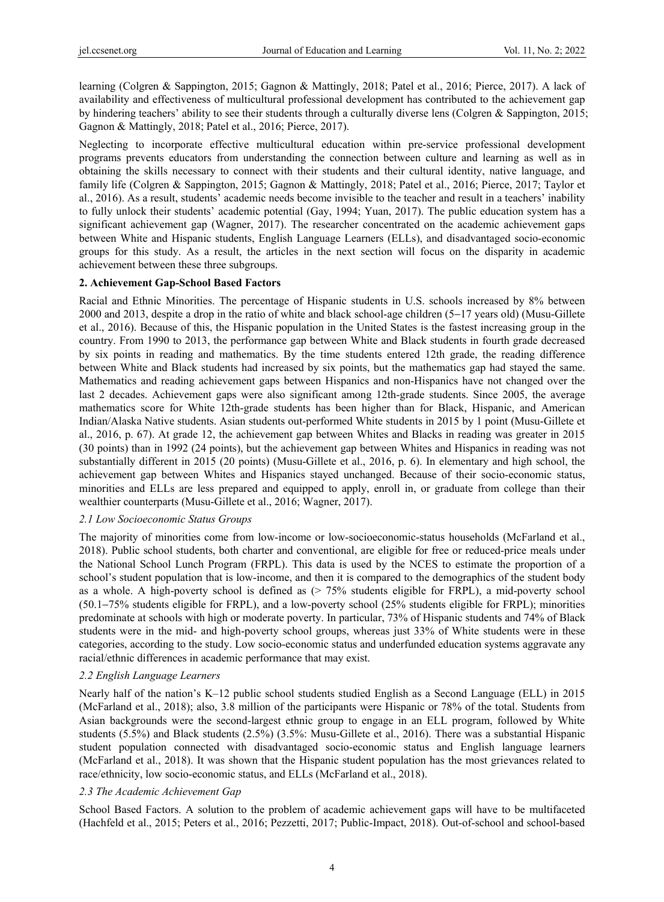learning (Colgren & Sappington, 2015; Gagnon & Mattingly, 2018; Patel et al., 2016; Pierce, 2017). A lack of availability and effectiveness of multicultural professional development has contributed to the achievement gap by hindering teachers' ability to see their students through a culturally diverse lens (Colgren & Sappington, 2015; Gagnon & Mattingly, 2018; Patel et al., 2016; Pierce, 2017).

Neglecting to incorporate effective multicultural education within pre-service professional development programs prevents educators from understanding the connection between culture and learning as well as in obtaining the skills necessary to connect with their students and their cultural identity, native language, and family life (Colgren & Sappington, 2015; Gagnon & Mattingly, 2018; Patel et al., 2016; Pierce, 2017; Taylor et al., 2016). As a result, students' academic needs become invisible to the teacher and result in a teachers' inability to fully unlock their students' academic potential (Gay, 1994; Yuan, 2017). The public education system has a significant achievement gap (Wagner, 2017). The researcher concentrated on the academic achievement gaps between White and Hispanic students, English Language Learners (ELLs), and disadvantaged socio-economic groups for this study. As a result, the articles in the next section will focus on the disparity in academic achievement between these three subgroups.

## 2. Achievement Gap-School Based Factors

Racial and Ethnic Minorities. The percentage of Hispanic students in U.S. schools increased by 8% between 2000 and 2013, despite a drop in the ratio of white and black school-age children (5−17 years old) (Musu-Gillete et al., 2016). Because of this, the Hispanic population in the United States is the fastest increasing group in the country. From 1990 to 2013, the performance gap between White and Black students in fourth grade decreased by six points in reading and mathematics. By the time students entered 12th grade, the reading difference between White and Black students had increased by six points, but the mathematics gap had stayed the same. Mathematics and reading achievement gaps between Hispanics and non-Hispanics have not changed over the last 2 decades. Achievement gaps were also significant among 12th-grade students. Since 2005, the average mathematics score for White 12th-grade students has been higher than for Black, Hispanic, and American Indian/Alaska Native students. Asian students out-performed White students in 2015 by 1 point (Musu-Gillete et al., 2016, p. 67). At grade 12, the achievement gap between Whites and Blacks in reading was greater in 2015 (30 points) than in 1992 (24 points), but the achievement gap between Whites and Hispanics in reading was not substantially different in 2015 (20 points) (Musu-Gillete et al., 2016, p. 6). In elementary and high school, the achievement gap between Whites and Hispanics stayed unchanged. Because of their socio-economic status, minorities and ELLs are less prepared and equipped to apply, enroll in, or graduate from college than their wealthier counterparts (Musu-Gillete et al., 2016; Wagner, 2017).

### *2.1 Low Socioeconomic Status Groups*

The majority of minorities come from low-income or low-socioeconomic-status households (McFarland et al., 2018). Public school students, both charter and conventional, are eligible for free or reduced-price meals under the National School Lunch Program (FRPL). This data is used by the NCES to estimate the proportion of a school's student population that is low-income, and then it is compared to the demographics of the student body as a whole. A high-poverty school is defined as (> 75% students eligible for FRPL), a mid-poverty school (50.1−75% students eligible for FRPL), and a low-poverty school (25% students eligible for FRPL); minorities predominate at schools with high or moderate poverty. In particular, 73% of Hispanic students and 74% of Black students were in the mid- and high-poverty school groups, whereas just 33% of White students were in these categories, according to the study. Low socio-economic status and underfunded education systems aggravate any racial/ethnic differences in academic performance that may exist.

### *2.2 English Language Learners*

Nearly half of the nation's K–12 public school students studied English as a Second Language (ELL) in 2015 (McFarland et al., 2018); also, 3.8 million of the participants were Hispanic or 78% of the total. Students from Asian backgrounds were the second-largest ethnic group to engage in an ELL program, followed by White students (5.5%) and Black students (2.5%) (3.5%: Musu-Gillete et al., 2016). There was a substantial Hispanic student population connected with disadvantaged socio-economic status and English language learners (McFarland et al., 2018). It was shown that the Hispanic student population has the most grievances related to race/ethnicity, low socio-economic status, and ELLs (McFarland et al., 2018).

### *2.3 The Academic Achievement Gap*

School Based Factors. A solution to the problem of academic achievement gaps will have to be multifaceted (Hachfeld et al., 2015; Peters et al., 2016; Pezzetti, 2017; Public-Impact, 2018). Out-of-school and school-based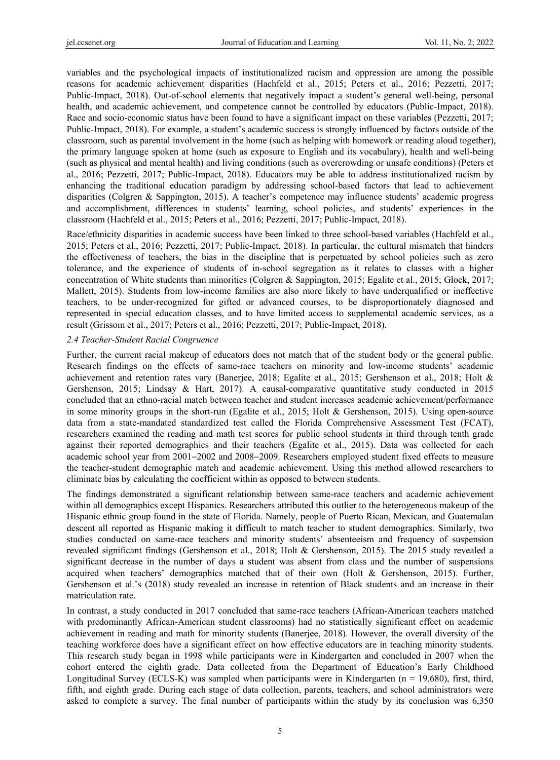variables and the psychological impacts of institutionalized racism and oppression are among the possible reasons for academic achievement disparities (Hachfeld et al., 2015; Peters et al., 2016; Pezzetti, 2017; Public-Impact, 2018). Out-of-school elements that negatively impact a student's general well-being, personal health, and academic achievement, and competence cannot be controlled by educators (Public-Impact, 2018). Race and socio-economic status have been found to have a significant impact on these variables (Pezzetti, 2017; Public-Impact, 2018). For example, a student's academic success is strongly influenced by factors outside of the classroom, such as parental involvement in the home (such as helping with homework or reading aloud together), the primary language spoken at home (such as exposure to English and its vocabulary), health and well-being (such as physical and mental health) and living conditions (such as overcrowding or unsafe conditions) (Peters et al., 2016; Pezzetti, 2017; Public-Impact, 2018). Educators may be able to address institutionalized racism by enhancing the traditional education paradigm by addressing school-based factors that lead to achievement disparities (Colgren & Sappington, 2015). A teacher's competence may influence students' academic progress and accomplishment, differences in students' learning, school policies, and students' experiences in the classroom (Hachfeld et al., 2015; Peters et al., 2016; Pezzetti, 2017; Public-Impact, 2018).

Race/ethnicity disparities in academic success have been linked to three school-based variables (Hachfeld et al., 2015; Peters et al., 2016; Pezzetti, 2017; Public-Impact, 2018). In particular, the cultural mismatch that hinders the effectiveness of teachers, the bias in the discipline that is perpetuated by school policies such as zero tolerance, and the experience of students of in-school segregation as it relates to classes with a higher concentration of White students than minorities (Colgren & Sappington, 2015; Egalite et al., 2015; Glock, 2017; Mallett, 2015). Students from low-income families are also more likely to have underqualified or ineffective teachers, to be under-recognized for gifted or advanced courses, to be disproportionately diagnosed and represented in special education classes, and to have limited access to supplemental academic services, as a result (Grissom et al., 2017; Peters et al., 2016; Pezzetti, 2017; Public-Impact, 2018).

### *2.4 Teacher-Student Racial Congruence*

Further, the current racial makeup of educators does not match that of the student body or the general public. Research findings on the effects of same-race teachers on minority and low-income students' academic achievement and retention rates vary (Banerjee, 2018; Egalite et al., 2015; Gershenson et al., 2018; Holt & Gershenson, 2015; Lindsay & Hart, 2017). A causal-comparative quantitative study conducted in 2015 concluded that an ethno-racial match between teacher and student increases academic achievement/performance in some minority groups in the short-run (Egalite et al., 2015; Holt & Gershenson, 2015). Using open-source data from a state-mandated standardized test called the Florida Comprehensive Assessment Test (FCAT), researchers examined the reading and math test scores for public school students in third through tenth grade against their reported demographics and their teachers (Egalite et al., 2015). Data was collected for each academic school year from 2001–2002 and 2008–2009. Researchers employed student fixed effects to measure the teacher-student demographic match and academic achievement. Using this method allowed researchers to eliminate bias by calculating the coefficient within as opposed to between students.

The findings demonstrated a significant relationship between same-race teachers and academic achievement within all demographics except Hispanics. Researchers attributed this outlier to the heterogeneous makeup of the Hispanic ethnic group found in the state of Florida. Namely, people of Puerto Rican, Mexican, and Guatemalan descent all reported as Hispanic making it difficult to match teacher to student demographics. Similarly, two studies conducted on same-race teachers and minority students' absenteeism and frequency of suspension revealed significant findings (Gershenson et al., 2018; Holt & Gershenson, 2015). The 2015 study revealed a significant decrease in the number of days a student was absent from class and the number of suspensions acquired when teachers' demographics matched that of their own (Holt & Gershenson, 2015). Further, Gershenson et al.'s (2018) study revealed an increase in retention of Black students and an increase in their matriculation rate.

In contrast, a study conducted in 2017 concluded that same-race teachers (African-American teachers matched with predominantly African-American student classrooms) had no statistically significant effect on academic achievement in reading and math for minority students (Banerjee, 2018). However, the overall diversity of the teaching workforce does have a significant effect on how effective educators are in teaching minority students. This research study began in 1998 while participants were in Kindergarten and concluded in 2007 when the cohort entered the eighth grade. Data collected from the Department of Education's Early Childhood Longitudinal Survey (ECLS-K) was sampled when participants were in Kindergarten ($n = 19,680$), first, third, fifth, and eighth grade. During each stage of data collection, parents, teachers, and school administrators were asked to complete a survey. The final number of participants within the study by its conclusion was 6,350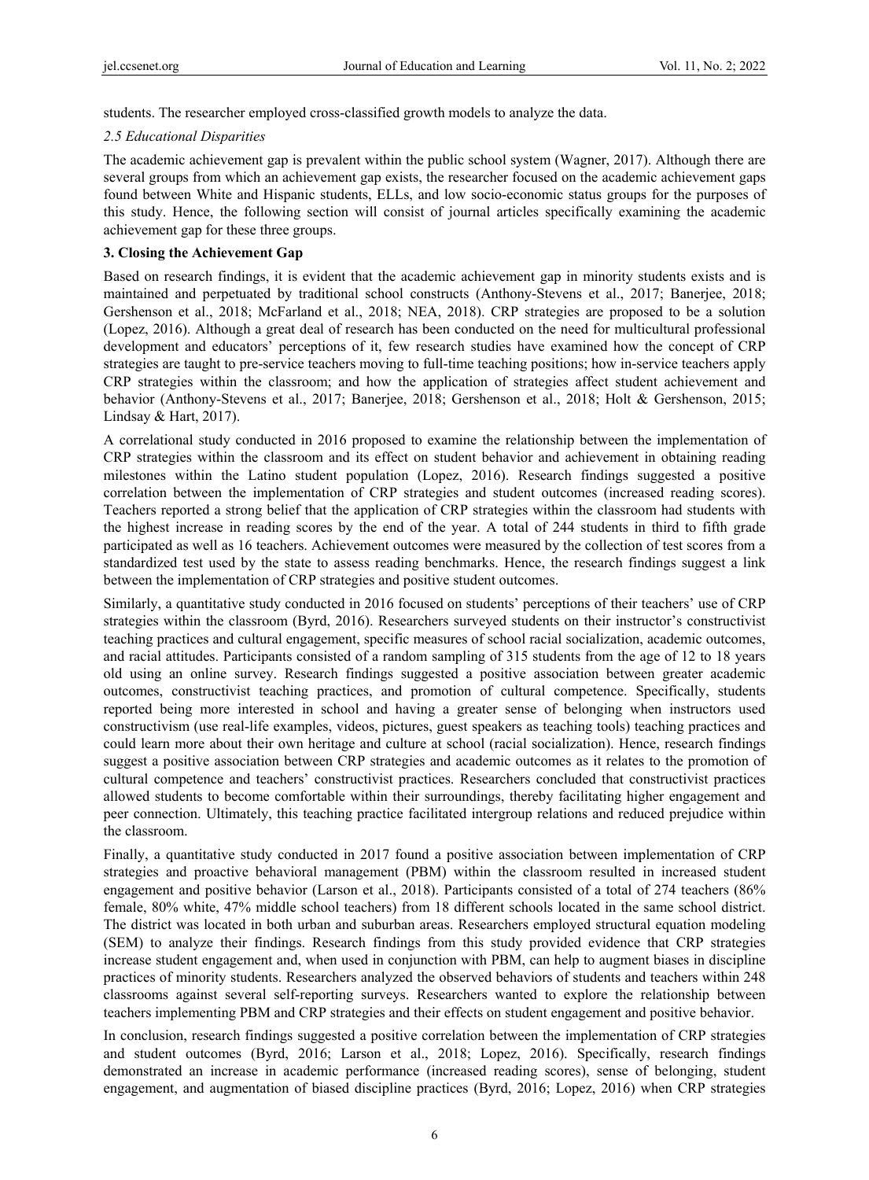students. The researcher employed cross-classified growth models to analyze the data.

### *2.5 Educational Disparities*

The academic achievement gap is prevalent within the public school system (Wagner, 2017). Although there are several groups from which an achievement gap exists, the researcher focused on the academic achievement gaps found between White and Hispanic students, ELLs, and low socio-economic status groups for the purposes of this study. Hence, the following section will consist of journal articles specifically examining the academic achievement gap for these three groups.

## 3. Closing the Achievement Gap

Based on research findings, it is evident that the academic achievement gap in minority students exists and is maintained and perpetuated by traditional school constructs (Anthony-Stevens et al., 2017; Banerjee, 2018; Gershenson et al., 2018; McFarland et al., 2018; NEA, 2018). CRP strategies are proposed to be a solution (Lopez, 2016). Although a great deal of research has been conducted on the need for multicultural professional development and educators' perceptions of it, few research studies have examined how the concept of CRP strategies are taught to pre-service teachers moving to full-time teaching positions; how in-service teachers apply CRP strategies within the classroom; and how the application of strategies affect student achievement and behavior (Anthony-Stevens et al., 2017; Banerjee, 2018; Gershenson et al., 2018; Holt & Gershenson, 2015; Lindsay & Hart, 2017).

A correlational study conducted in 2016 proposed to examine the relationship between the implementation of CRP strategies within the classroom and its effect on student behavior and achievement in obtaining reading milestones within the Latino student population (Lopez, 2016). Research findings suggested a positive correlation between the implementation of CRP strategies and student outcomes (increased reading scores). Teachers reported a strong belief that the application of CRP strategies within the classroom had students with the highest increase in reading scores by the end of the year. A total of 244 students in third to fifth grade participated as well as 16 teachers. Achievement outcomes were measured by the collection of test scores from a standardized test used by the state to assess reading benchmarks. Hence, the research findings suggest a link between the implementation of CRP strategies and positive student outcomes.

Similarly, a quantitative study conducted in 2016 focused on students' perceptions of their teachers' use of CRP strategies within the classroom (Byrd, 2016). Researchers surveyed students on their instructor's constructivist teaching practices and cultural engagement, specific measures of school racial socialization, academic outcomes, and racial attitudes. Participants consisted of a random sampling of 315 students from the age of 12 to 18 years old using an online survey. Research findings suggested a positive association between greater academic outcomes, constructivist teaching practices, and promotion of cultural competence. Specifically, students reported being more interested in school and having a greater sense of belonging when instructors used constructivism (use real-life examples, videos, pictures, guest speakers as teaching tools) teaching practices and could learn more about their own heritage and culture at school (racial socialization). Hence, research findings suggest a positive association between CRP strategies and academic outcomes as it relates to the promotion of cultural competence and teachers' constructivist practices. Researchers concluded that constructivist practices allowed students to become comfortable within their surroundings, thereby facilitating higher engagement and peer connection. Ultimately, this teaching practice facilitated intergroup relations and reduced prejudice within the classroom.

Finally, a quantitative study conducted in 2017 found a positive association between implementation of CRP strategies and proactive behavioral management (PBM) within the classroom resulted in increased student engagement and positive behavior (Larson et al., 2018). Participants consisted of a total of 274 teachers (86% female, 80% white, 47% middle school teachers) from 18 different schools located in the same school district. The district was located in both urban and suburban areas. Researchers employed structural equation modeling (SEM) to analyze their findings. Research findings from this study provided evidence that CRP strategies increase student engagement and, when used in conjunction with PBM, can help to augment biases in discipline practices of minority students. Researchers analyzed the observed behaviors of students and teachers within 248 classrooms against several self-reporting surveys. Researchers wanted to explore the relationship between teachers implementing PBM and CRP strategies and their effects on student engagement and positive behavior.

In conclusion, research findings suggested a positive correlation between the implementation of CRP strategies and student outcomes (Byrd, 2016; Larson et al., 2018; Lopez, 2016). Specifically, research findings demonstrated an increase in academic performance (increased reading scores), sense of belonging, student engagement, and augmentation of biased discipline practices (Byrd, 2016; Lopez, 2016) when CRP strategies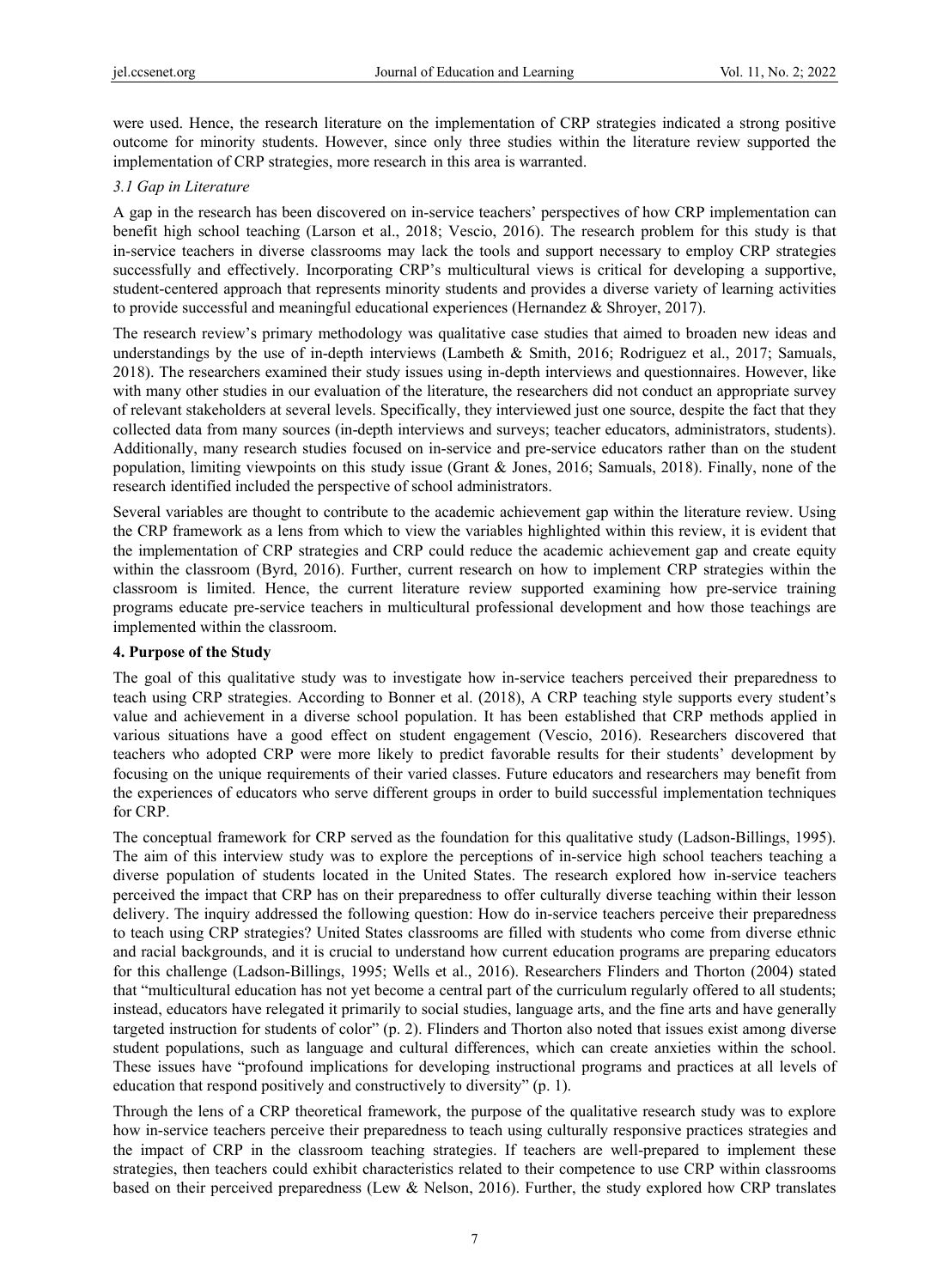were used. Hence, the research literature on the implementation of CRP strategies indicated a strong positive outcome for minority students. However, since only three studies within the literature review supported the implementation of CRP strategies, more research in this area is warranted.

### *3.1 Gap in Literature*

A gap in the research has been discovered on in-service teachers' perspectives of how CRP implementation can benefit high school teaching (Larson et al., 2018; Vescio, 2016). The research problem for this study is that in-service teachers in diverse classrooms may lack the tools and support necessary to employ CRP strategies successfully and effectively. Incorporating CRP's multicultural views is critical for developing a supportive, student-centered approach that represents minority students and provides a diverse variety of learning activities to provide successful and meaningful educational experiences (Hernandez & Shroyer, 2017).

The research review's primary methodology was qualitative case studies that aimed to broaden new ideas and understandings by the use of in-depth interviews (Lambeth & Smith, 2016; Rodriguez et al., 2017; Samuals, 2018). The researchers examined their study issues using in-depth interviews and questionnaires. However, like with many other studies in our evaluation of the literature, the researchers did not conduct an appropriate survey of relevant stakeholders at several levels. Specifically, they interviewed just one source, despite the fact that they collected data from many sources (in-depth interviews and surveys; teacher educators, administrators, students). Additionally, many research studies focused on in-service and pre-service educators rather than on the student population, limiting viewpoints on this study issue (Grant & Jones, 2016; Samuals, 2018). Finally, none of the research identified included the perspective of school administrators.

Several variables are thought to contribute to the academic achievement gap within the literature review. Using the CRP framework as a lens from which to view the variables highlighted within this review, it is evident that the implementation of CRP strategies and CRP could reduce the academic achievement gap and create equity within the classroom (Byrd, 2016). Further, current research on how to implement CRP strategies within the classroom is limited. Hence, the current literature review supported examining how pre-service training programs educate pre-service teachers in multicultural professional development and how those teachings are implemented within the classroom.

## **4. Purpose of the Study**

The goal of this qualitative study was to investigate how in-service teachers perceived their preparedness to teach using CRP strategies. According to Bonner et al. (2018), A CRP teaching style supports every student's value and achievement in a diverse school population. It has been established that CRP methods applied in various situations have a good effect on student engagement (Vescio, 2016). Researchers discovered that teachers who adopted CRP were more likely to predict favorable results for their students' development by focusing on the unique requirements of their varied classes. Future educators and researchers may benefit from the experiences of educators who serve different groups in order to build successful implementation techniques for CRP.

The conceptual framework for CRP served as the foundation for this qualitative study (Ladson-Billings, 1995). The aim of this interview study was to explore the perceptions of in-service high school teachers teaching a diverse population of students located in the United States. The research explored how in-service teachers perceived the impact that CRP has on their preparedness to offer culturally diverse teaching within their lesson delivery. The inquiry addressed the following question: How do in-service teachers perceive their preparedness to teach using CRP strategies? United States classrooms are filled with students who come from diverse ethnic and racial backgrounds, and it is crucial to understand how current education programs are preparing educators for this challenge (Ladson-Billings, 1995; Wells et al., 2016). Researchers Flinders and Thorton (2004) stated that "multicultural education has not yet become a central part of the curriculum regularly offered to all students; instead, educators have relegated it primarily to social studies, language arts, and the fine arts and have generally targeted instruction for students of color" (p. 2). Flinders and Thorton also noted that issues exist among diverse student populations, such as language and cultural differences, which can create anxieties within the school. These issues have "profound implications for developing instructional programs and practices at all levels of education that respond positively and constructively to diversity" (p. 1).

Through the lens of a CRP theoretical framework, the purpose of the qualitative research study was to explore how in-service teachers perceive their preparedness to teach using culturally responsive practices strategies and the impact of CRP in the classroom teaching strategies. If teachers are well-prepared to implement these strategies, then teachers could exhibit characteristics related to their competence to use CRP within classrooms based on their perceived preparedness (Lew & Nelson, 2016). Further, the study explored how CRP translates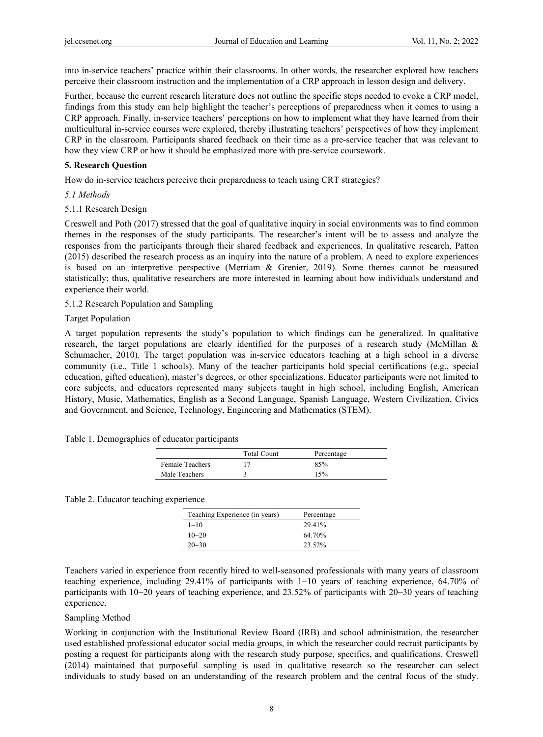into in-service teachers' practice within their classrooms. In other words, the researcher explored how teachers perceive their classroom instruction and the implementation of a CRP approach in lesson design and delivery.

Further, because the current research literature does not outline the specific steps needed to evoke a CRP model, findings from this study can help highlight the teacher's perceptions of preparedness when it comes to using a CRP approach. Finally, in-service teachers' perceptions on how to implement what they have learned from their multicultural in-service courses were explored, thereby illustrating teachers' perspectives of how they implement CRP in the classroom. Participants shared feedback on their time as a pre-service teacher that was relevant to how they view CRP or how it should be emphasized more with pre-service coursework.

## 5. Research Question

How do in-service teachers perceive their preparedness to teach using CRT strategies?

### *5.1 Methods*

#### 5.1.1 Research Design

Creswell and Poth (2017) stressed that the goal of qualitative inquiry in social environments was to find common themes in the responses of the study participants. The researcher's intent will be to assess and analyze the responses from the participants through their shared feedback and experiences. In qualitative research, Patton (2015) described the research process as an inquiry into the nature of a problem. A need to explore experiences is based on an interpretive perspective (Merriam & Grenier, 2019). Some themes cannot be measured statistically; thus, qualitative researchers are more interested in learning about how individuals understand and experience their world.

#### 5.1.2 Research Population and Sampling

Target Population

A target population represents the study's population to which findings can be generalized. In qualitative research, the target populations are clearly identified for the purposes of a research study (McMillan & Schumacher, 2010). The target population was in-service educators teaching at a high school in a diverse community (i.e., Title 1 schools). Many of the teacher participants hold special certifications (e.g., special education, gifted education), master's degrees, or other specializations. Educator participants were not limited to core subjects, and educators represented many subjects taught in high school, including English, American History, Music, Mathematics, English as a Second Language, Spanish Language, Western Civilization, Civics and Government, and Science, Technology, Engineering and Mathematics (STEM).

Table 1. Demographics of educator participants

| | Total Count | Percentage |
|---|---|---|
| Female Teachers | 17 | 85% |
| Male Teachers | 3 | 15% |

Table 2. Educator teaching experience

| Teaching Experience (in years) | Percentage |
|---|---|
| 1–10 | 29.41% |
| 10–20 | 64.70% |
| 20–30 | 23.52% |

Teachers varied in experience from recently hired to well-seasoned professionals with many years of classroom teaching experience, including 29.41% of participants with 1–10 years of teaching experience, 64.70% of participants with 10–20 years of teaching experience, and 23.52% of participants with 20–30 years of teaching experience.

Sampling Method

Working in conjunction with the Institutional Review Board (IRB) and school administration, the researcher used established professional educator social media groups, in which the researcher could recruit participants by posting a request for participants along with the research study purpose, specifics, and qualifications. Creswell (2014) maintained that purposeful sampling is used in qualitative research so the researcher can select individuals to study based on an understanding of the research problem and the central focus of the study.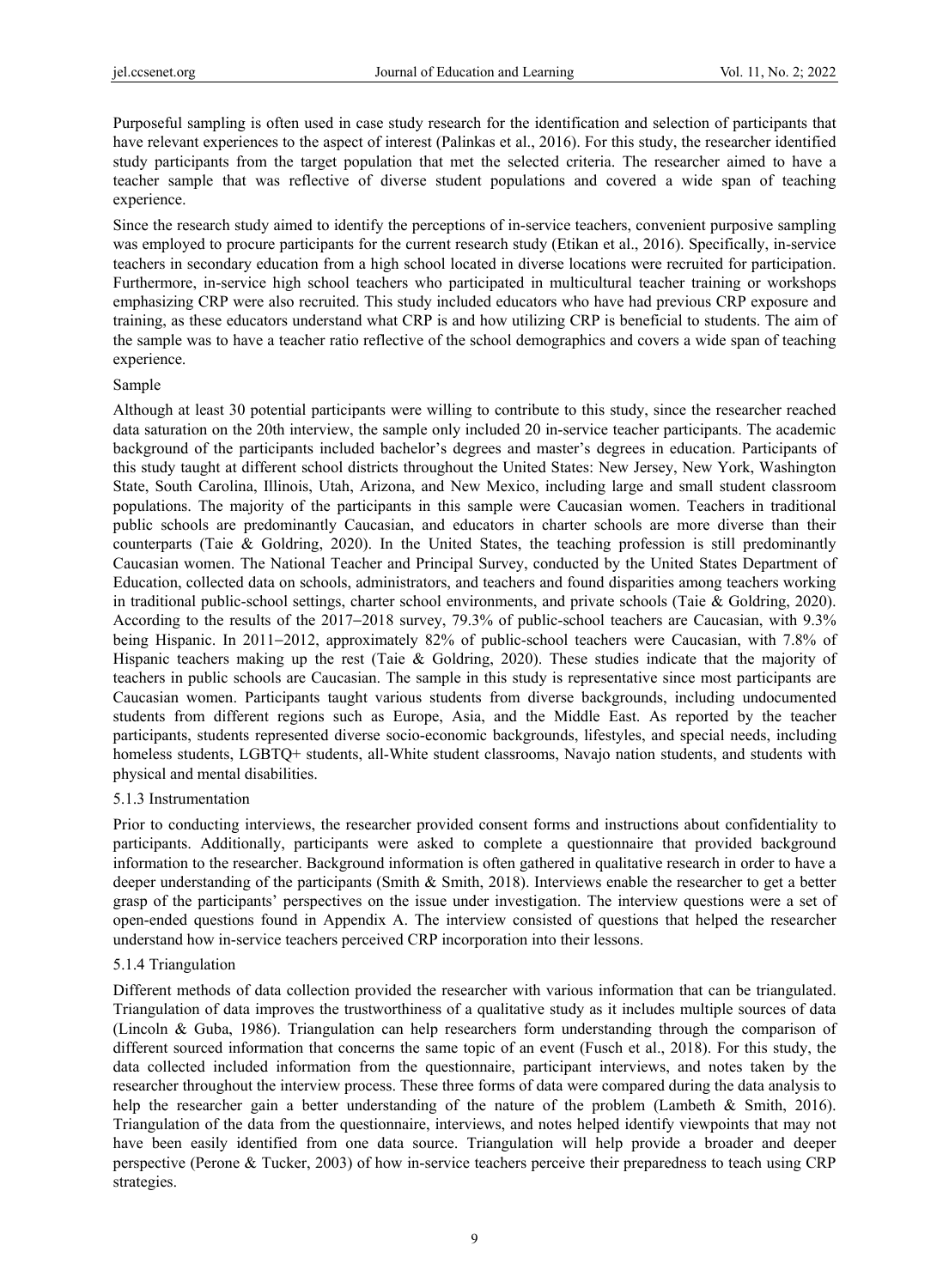Purposeful sampling is often used in case study research for the identification and selection of participants that have relevant experiences to the aspect of interest (Palinkas et al., 2016). For this study, the researcher identified study participants from the target population that met the selected criteria. The researcher aimed to have a teacher sample that was reflective of diverse student populations and covered a wide span of teaching experience.

Since the research study aimed to identify the perceptions of in-service teachers, convenient purposive sampling was employed to procure participants for the current research study (Etikan et al., 2016). Specifically, in-service teachers in secondary education from a high school located in diverse locations were recruited for participation. Furthermore, in-service high school teachers who participated in multicultural teacher training or workshops emphasizing CRP were also recruited. This study included educators who have had previous CRP exposure and training, as these educators understand what CRP is and how utilizing CRP is beneficial to students. The aim of the sample was to have a teacher ratio reflective of the school demographics and covers a wide span of teaching experience.

Sample

Although at least 30 potential participants were willing to contribute to this study, since the researcher reached data saturation on the 20th interview, the sample only included 20 in-service teacher participants. The academic background of the participants included bachelor's degrees and master's degrees in education. Participants of this study taught at different school districts throughout the United States: New Jersey, New York, Washington State, South Carolina, Illinois, Utah, Arizona, and New Mexico, including large and small student classroom populations. The majority of the participants in this sample were Caucasian women. Teachers in traditional public schools are predominantly Caucasian, and educators in charter schools are more diverse than their counterparts (Taie & Goldring, 2020). In the United States, the teaching profession is still predominantly Caucasian women. The National Teacher and Principal Survey, conducted by the United States Department of Education, collected data on schools, administrators, and teachers and found disparities among teachers working in traditional public-school settings, charter school environments, and private schools (Taie & Goldring, 2020). According to the results of the 2017–2018 survey, 79.3% of public-school teachers are Caucasian, with 9.3% being Hispanic. In 2011–2012, approximately 82% of public-school teachers were Caucasian, with 7.8% of Hispanic teachers making up the rest (Taie & Goldring, 2020). These studies indicate that the majority of teachers in public schools are Caucasian. The sample in this study is representative since most participants are Caucasian women. Participants taught various students from diverse backgrounds, including undocumented students from different regions such as Europe, Asia, and the Middle East. As reported by the teacher participants, students represented diverse socio-economic backgrounds, lifestyles, and special needs, including homeless students, LGBTQ+ students, all-White student classrooms, Navajo nation students, and students with physical and mental disabilities.

### 5.1.3 Instrumentation

Prior to conducting interviews, the researcher provided consent forms and instructions about confidentiality to participants. Additionally, participants were asked to complete a questionnaire that provided background information to the researcher. Background information is often gathered in qualitative research in order to have a deeper understanding of the participants (Smith & Smith, 2018). Interviews enable the researcher to get a better grasp of the participants' perspectives on the issue under investigation. The interview questions were a set of open-ended questions found in Appendix A. The interview consisted of questions that helped the researcher understand how in-service teachers perceived CRP incorporation into their lessons.

### 5.1.4 Triangulation

Different methods of data collection provided the researcher with various information that can be triangulated. Triangulation of data improves the trustworthiness of a qualitative study as it includes multiple sources of data (Lincoln & Guba, 1986). Triangulation can help researchers form understanding through the comparison of different sourced information that concerns the same topic of an event (Fusch et al., 2018). For this study, the data collected included information from the questionnaire, participant interviews, and notes taken by the researcher throughout the interview process. These three forms of data were compared during the data analysis to help the researcher gain a better understanding of the nature of the problem (Lambeth & Smith, 2016). Triangulation of the data from the questionnaire, interviews, and notes helped identify viewpoints that may not have been easily identified from one data source. Triangulation will help provide a broader and deeper perspective (Perone & Tucker, 2003) of how in-service teachers perceive their preparedness to teach using CRP strategies.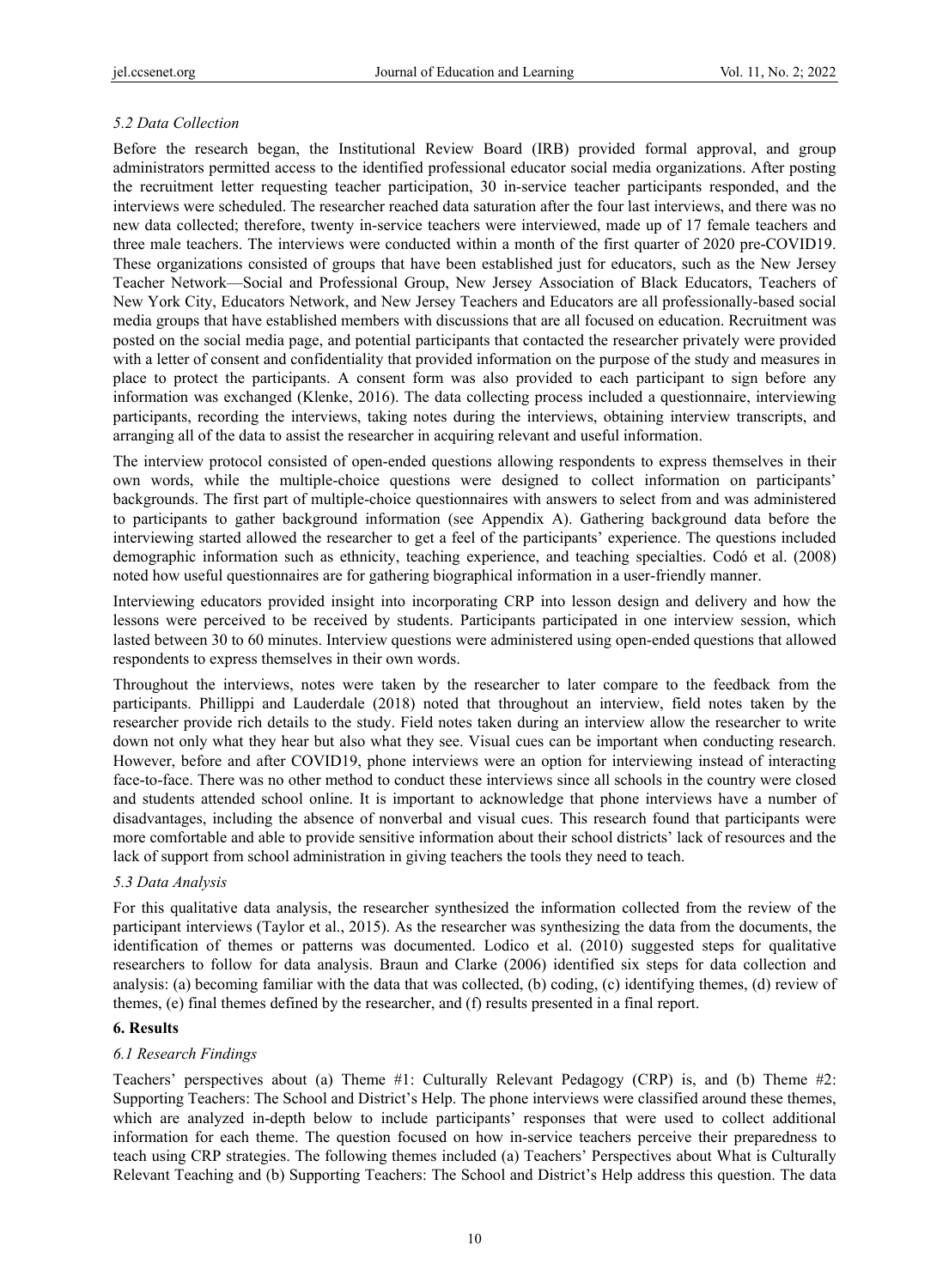### 5.2 Data Collection

Before the research began, the Institutional Review Board (IRB) provided formal approval, and group administrators permitted access to the identified professional educator social media organizations. After posting the recruitment letter requesting teacher participation, 30 in-service teacher participants responded, and the interviews were scheduled. The researcher reached data saturation after the four last interviews, and there was no new data collected; therefore, twenty in-service teachers were interviewed, made up of 17 female teachers and three male teachers. The interviews were conducted within a month of the first quarter of 2020 pre-COVID19. These organizations consisted of groups that have been established just for educators, such as the New Jersey Teacher Network—Social and Professional Group, New Jersey Association of Black Educators, Teachers of New York City, Educators Network, and New Jersey Teachers and Educators are all professionally-based social media groups that have established members with discussions that are all focused on education. Recruitment was posted on the social media page, and potential participants that contacted the researcher privately were provided with a letter of consent and confidentiality that provided information on the purpose of the study and measures in place to protect the participants. A consent form was also provided to each participant to sign before any information was exchanged (Klenke, 2016). The data collecting process included a questionnaire, interviewing participants, recording the interviews, taking notes during the interviews, obtaining interview transcripts, and arranging all of the data to assist the researcher in acquiring relevant and useful information.

The interview protocol consisted of open-ended questions allowing respondents to express themselves in their own words, while the multiple-choice questions were designed to collect information on participants' backgrounds. The first part of multiple-choice questionnaires with answers to select from and was administered to participants to gather background information (see Appendix A). Gathering background data before the interviewing started allowed the researcher to get a feel of the participants' experience. The questions included demographic information such as ethnicity, teaching experience, and teaching specialties. Codó et al. (2008) noted how useful questionnaires are for gathering biographical information in a user-friendly manner.

Interviewing educators provided insight into incorporating CRP into lesson design and delivery and how the lessons were perceived to be received by students. Participants participated in one interview session, which lasted between 30 to 60 minutes. Interview questions were administered using open-ended questions that allowed respondents to express themselves in their own words.

Throughout the interviews, notes were taken by the researcher to later compare to the feedback from the participants. Phillippi and Lauderdale (2018) noted that throughout an interview, field notes taken by the researcher provide rich details to the study. Field notes taken during an interview allow the researcher to write down not only what they hear but also what they see. Visual cues can be important when conducting research. However, before and after COVID19, phone interviews were an option for interviewing instead of interacting face-to-face. There was no other method to conduct these interviews since all schools in the country were closed and students attended school online. It is important to acknowledge that phone interviews have a number of disadvantages, including the absence of nonverbal and visual cues. This research found that participants were more comfortable and able to provide sensitive information about their school districts' lack of resources and the lack of support from school administration in giving teachers the tools they need to teach.

### 5.3 Data Analysis

For this qualitative data analysis, the researcher synthesized the information collected from the review of the participant interviews (Taylor et al., 2015). As the researcher was synthesizing the data from the documents, the identification of themes or patterns was documented. Lodico et al. (2010) suggested steps for qualitative researchers to follow for data analysis. Braun and Clarke (2006) identified six steps for data collection and analysis: (a) becoming familiar with the data that was collected, (b) coding, (c) identifying themes, (d) review of themes, (e) final themes defined by the researcher, and (f) results presented in a final report.

## 6. Results

### 6.1 Research Findings

Teachers' perspectives about (a) Theme #1: Culturally Relevant Pedagogy (CRP) is, and (b) Theme #2: Supporting Teachers: The School and District's Help. The phone interviews were classified around these themes, which are analyzed in-depth below to include participants' responses that were used to collect additional information for each theme. The question focused on how in-service teachers perceive their preparedness to teach using CRP strategies. The following themes included (a) Teachers' Perspectives about What is Culturally Relevant Teaching and (b) Supporting Teachers: The School and District's Help address this question. The data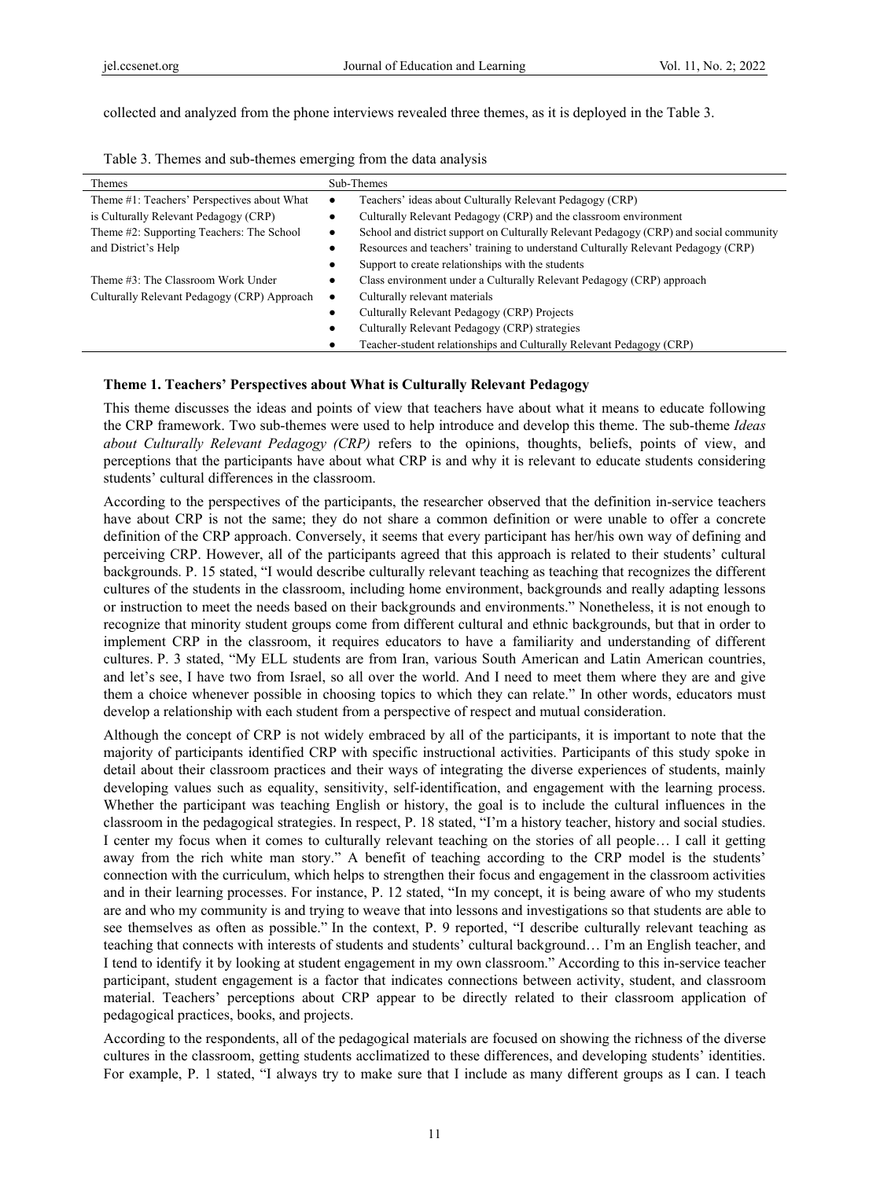collected and analyzed from the phone interviews revealed three themes, as it is deployed in the Table 3.

Table 3. Themes and sub-themes emerging from the data analysis

| Themes | Sub-Themes |
|---|---|
| Theme #1: Teachers' Perspectives about What is Culturally Relevant Pedagogy (CRP) | • Teachers' ideas about Culturally Relevant Pedagogy (CRP)<br>• Culturally Relevant Pedagogy (CRP) and the classroom environment |
| Theme #2: Supporting Teachers: The School and District's Help | • School and district support on Culturally Relevant Pedagogy (CRP) and social community<br>• Resources and teachers' training to understand Culturally Relevant Pedagogy (CRP)<br>• Support to create relationships with the students |
| Theme #3: The Classroom Work Under Culturally Relevant Pedagogy (CRP) Approach | • Class environment under a Culturally Relevant Pedagogy (CRP) approach<br>• Culturally relevant materials<br>• Culturally Relevant Pedagogy (CRP) Projects<br>• Culturally Relevant Pedagogy (CRP) strategies<br>• Teacher-student relationships and Culturally Relevant Pedagogy (CRP) |

### Theme 1. Teachers' Perspectives about What is Culturally Relevant Pedagogy

This theme discusses the ideas and points of view that teachers have about what it means to educate following the CRP framework. Two sub-themes were used to help introduce and develop this theme. The sub-theme *Ideas about Culturally Relevant Pedagogy (CRP)* refers to the opinions, thoughts, beliefs, points of view, and perceptions that the participants have about what CRP is and why it is relevant to educate students considering students' cultural differences in the classroom.

According to the perspectives of the participants, the researcher observed that the definition in-service teachers have about CRP is not the same; they do not share a common definition or were unable to offer a concrete definition of the CRP approach. Conversely, it seems that every participant has her/his own way of defining and perceiving CRP. However, all of the participants agreed that this approach is related to their students' cultural backgrounds. P. 15 stated, "I would describe culturally relevant teaching as teaching that recognizes the different cultures of the students in the classroom, including home environment, backgrounds and really adapting lessons or instruction to meet the needs based on their backgrounds and environments." Nonetheless, it is not enough to recognize that minority student groups come from different cultural and ethnic backgrounds, but that in order to implement CRP in the classroom, it requires educators to have a familiarity and understanding of different cultures. P. 3 stated, "My ELL students are from Iran, various South American and Latin American countries, and let's see, I have two from Israel, so all over the world. And I need to meet them where they are and give them a choice whenever possible in choosing topics to which they can relate." In other words, educators must develop a relationship with each student from a perspective of respect and mutual consideration.

Although the concept of CRP is not widely embraced by all of the participants, it is important to note that the majority of participants identified CRP with specific instructional activities. Participants of this study spoke in detail about their classroom practices and their ways of integrating the diverse experiences of students, mainly developing values such as equality, sensitivity, self-identification, and engagement with the learning process. Whether the participant was teaching English or history, the goal is to include the cultural influences in the classroom in the pedagogical strategies. In respect, P. 18 stated, "I'm a history teacher, history and social studies. I center my focus when it comes to culturally relevant teaching on the stories of all people… I call it getting away from the rich white man story." A benefit of teaching according to the CRP model is the students' connection with the curriculum, which helps to strengthen their focus and engagement in the classroom activities and in their learning processes. For instance, P. 12 stated, "In my concept, it is being aware of who my students are and who my community is and trying to weave that into lessons and investigations so that students are able to see themselves as often as possible." In the context, P. 9 reported, "I describe culturally relevant teaching as teaching that connects with interests of students and students' cultural background… I'm an English teacher, and I tend to identify it by looking at student engagement in my own classroom." According to this in-service teacher participant, student engagement is a factor that indicates connections between activity, student, and classroom material. Teachers' perceptions about CRP appear to be directly related to their classroom application of pedagogical practices, books, and projects.

According to the respondents, all of the pedagogical materials are focused on showing the richness of the diverse cultures in the classroom, getting students acclimatized to these differences, and developing students' identities. For example, P. 1 stated, "I always try to make sure that I include as many different groups as I can. I teach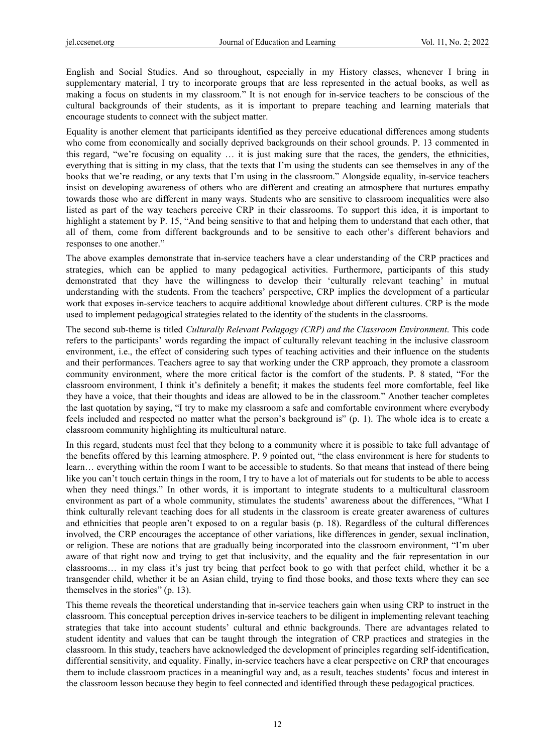English and Social Studies. And so throughout, especially in my History classes, whenever I bring in supplementary material, I try to incorporate groups that are less represented in the actual books, as well as making a focus on students in my classroom." It is not enough for in-service teachers to be conscious of the cultural backgrounds of their students, as it is important to prepare teaching and learning materials that encourage students to connect with the subject matter.

Equality is another element that participants identified as they perceive educational differences among students who come from economically and socially deprived backgrounds on their school grounds. P. 13 commented in this regard, "we're focusing on equality … it is just making sure that the races, the genders, the ethnicities, everything that is sitting in my class, that the texts that I'm using the students can see themselves in any of the books that we're reading, or any texts that I'm using in the classroom." Alongside equality, in-service teachers insist on developing awareness of others who are different and creating an atmosphere that nurtures empathy towards those who are different in many ways. Students who are sensitive to classroom inequalities were also listed as part of the way teachers perceive CRP in their classrooms. To support this idea, it is important to highlight a statement by P. 15, "And being sensitive to that and helping them to understand that each other, that all of them, come from different backgrounds and to be sensitive to each other's different behaviors and responses to one another."

The above examples demonstrate that in-service teachers have a clear understanding of the CRP practices and strategies, which can be applied to many pedagogical activities. Furthermore, participants of this study demonstrated that they have the willingness to develop their 'culturally relevant teaching' in mutual understanding with the students. From the teachers' perspective, CRP implies the development of a particular work that exposes in-service teachers to acquire additional knowledge about different cultures. CRP is the mode used to implement pedagogical strategies related to the identity of the students in the classrooms.

The second sub-theme is titled *Culturally Relevant Pedagogy (CRP) and the Classroom Environment*. This code refers to the participants' words regarding the impact of culturally relevant teaching in the inclusive classroom environment, i.e., the effect of considering such types of teaching activities and their influence on the students and their performances. Teachers agree to say that working under the CRP approach, they promote a classroom community environment, where the more critical factor is the comfort of the students. P. 8 stated, "For the classroom environment, I think it's definitely a benefit; it makes the students feel more comfortable, feel like they have a voice, that their thoughts and ideas are allowed to be in the classroom." Another teacher completes the last quotation by saying, "I try to make my classroom a safe and comfortable environment where everybody feels included and respected no matter what the person's background is" (p. 1). The whole idea is to create a classroom community highlighting its multicultural nature.

In this regard, students must feel that they belong to a community where it is possible to take full advantage of the benefits offered by this learning atmosphere. P. 9 pointed out, "the class environment is here for students to learn… everything within the room I want to be accessible to students. So that means that instead of there being like you can't touch certain things in the room, I try to have a lot of materials out for students to be able to access when they need things." In other words, it is important to integrate students to a multicultural classroom environment as part of a whole community, stimulates the students' awareness about the differences, "What I think culturally relevant teaching does for all students in the classroom is create greater awareness of cultures and ethnicities that people aren't exposed to on a regular basis (p. 18). Regardless of the cultural differences involved, the CRP encourages the acceptance of other variations, like differences in gender, sexual inclination, or religion. These are notions that are gradually being incorporated into the classroom environment, "I'm uber aware of that right now and trying to get that inclusivity, and the equality and the fair representation in our classrooms… in my class it's just try being that perfect book to go with that perfect child, whether it be a transgender child, whether it be an Asian child, trying to find those books, and those texts where they can see themselves in the stories" (p. 13).

This theme reveals the theoretical understanding that in-service teachers gain when using CRP to instruct in the classroom. This conceptual perception drives in-service teachers to be diligent in implementing relevant teaching strategies that take into account students' cultural and ethnic backgrounds. There are advantages related to student identity and values that can be taught through the integration of CRP practices and strategies in the classroom. In this study, teachers have acknowledged the development of principles regarding self-identification, differential sensitivity, and equality. Finally, in-service teachers have a clear perspective on CRP that encourages them to include classroom practices in a meaningful way and, as a result, teaches students' focus and interest in the classroom lesson because they begin to feel connected and identified through these pedagogical practices.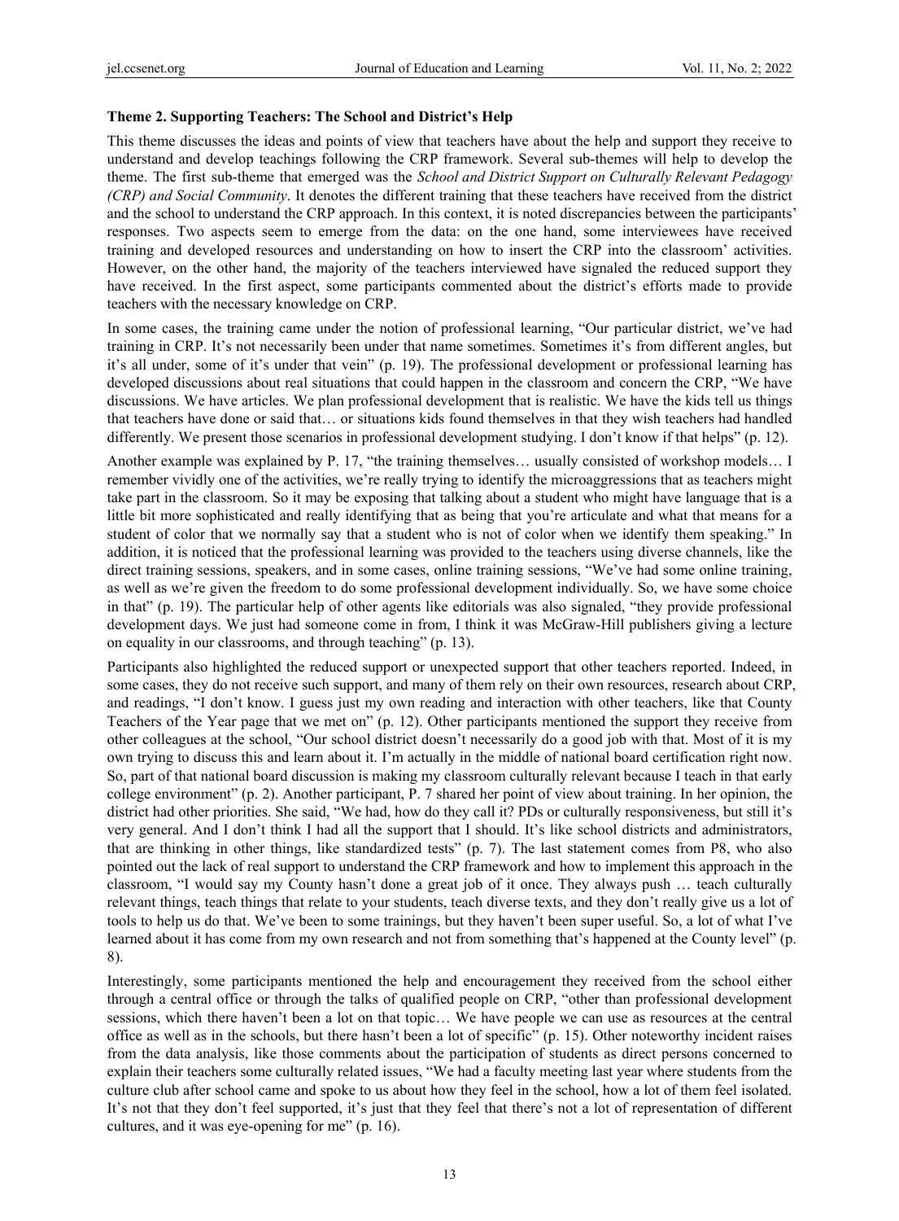**Theme 2. Supporting Teachers: The School and District's Help**

This theme discusses the ideas and points of view that teachers have about the help and support they receive to understand and develop teachings following the CRP framework. Several sub-themes will help to develop the theme. The first sub-theme that emerged was the *School and District Support on Culturally Relevant Pedagogy (CRP) and Social Community*. It denotes the different training that these teachers have received from the district and the school to understand the CRP approach. In this context, it is noted discrepancies between the participants' responses. Two aspects seem to emerge from the data: on the one hand, some interviewees have received training and developed resources and understanding on how to insert the CRP into the classroom' activities. However, on the other hand, the majority of the teachers interviewed have signaled the reduced support they have received. In the first aspect, some participants commented about the district's efforts made to provide teachers with the necessary knowledge on CRP.

In some cases, the training came under the notion of professional learning, "Our particular district, we've had training in CRP. It's not necessarily been under that name sometimes. Sometimes it's from different angles, but it's all under, some of it's under that vein" (p. 19). The professional development or professional learning has developed discussions about real situations that could happen in the classroom and concern the CRP, "We have discussions. We have articles. We plan professional development that is realistic. We have the kids tell us things that teachers have done or said that… or situations kids found themselves in that they wish teachers had handled differently. We present those scenarios in professional development studying. I don't know if that helps" (p. 12).

Another example was explained by P. 17, "the training themselves… usually consisted of workshop models… I remember vividly one of the activities, we're really trying to identify the microaggressions that as teachers might take part in the classroom. So it may be exposing that talking about a student who might have language that is a little bit more sophisticated and really identifying that as being that you're articulate and what that means for a student of color that we normally say that a student who is not of color when we identify them speaking." In addition, it is noticed that the professional learning was provided to the teachers using diverse channels, like the direct training sessions, speakers, and in some cases, online training sessions, "We've had some online training, as well as we're given the freedom to do some professional development individually. So, we have some choice in that" (p. 19). The particular help of other agents like editorials was also signaled, "they provide professional development days. We just had someone come in from, I think it was McGraw-Hill publishers giving a lecture on equality in our classrooms, and through teaching" (p. 13).

Participants also highlighted the reduced support or unexpected support that other teachers reported. Indeed, in some cases, they do not receive such support, and many of them rely on their own resources, research about CRP, and readings, "I don't know. I guess just my own reading and interaction with other teachers, like that County Teachers of the Year page that we met on" (p. 12). Other participants mentioned the support they receive from other colleagues at the school, "Our school district doesn't necessarily do a good job with that. Most of it is my own trying to discuss this and learn about it. I'm actually in the middle of national board certification right now. So, part of that national board discussion is making my classroom culturally relevant because I teach in that early college environment" (p. 2). Another participant, P. 7 shared her point of view about training. In her opinion, the district had other priorities. She said, "We had, how do they call it? PDs or culturally responsiveness, but still it's very general. And I don't think I had all the support that I should. It's like school districts and administrators, that are thinking in other things, like standardized tests" (p. 7). The last statement comes from P8, who also pointed out the lack of real support to understand the CRP framework and how to implement this approach in the classroom, "I would say my County hasn't done a great job of it once. They always push … teach culturally relevant things, teach things that relate to your students, teach diverse texts, and they don't really give us a lot of tools to help us do that. We've been to some trainings, but they haven't been super useful. So, a lot of what I've learned about it has come from my own research and not from something that's happened at the County level" (p. 8).

Interestingly, some participants mentioned the help and encouragement they received from the school either through a central office or through the talks of qualified people on CRP, "other than professional development sessions, which there haven't been a lot on that topic… We have people we can use as resources at the central office as well as in the schools, but there hasn't been a lot of specific" (p. 15). Other noteworthy incident raises from the data analysis, like those comments about the participation of students as direct persons concerned to explain their teachers some culturally related issues, "We had a faculty meeting last year where students from the culture club after school came and spoke to us about how they feel in the school, how a lot of them feel isolated. It's not that they don't feel supported, it's just that they feel that there's not a lot of representation of different cultures, and it was eye-opening for me" (p. 16).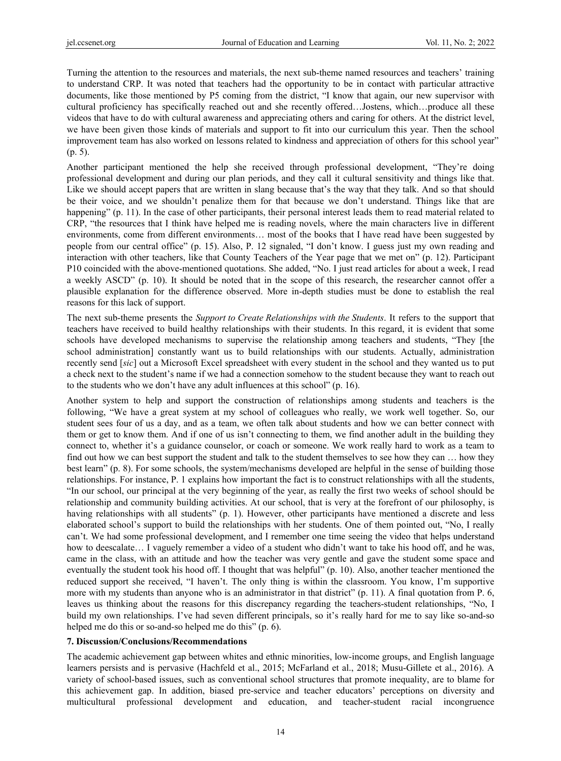Turning the attention to the resources and materials, the next sub-theme named resources and teachers' training to understand CRP. It was noted that teachers had the opportunity to be in contact with particular attractive documents, like those mentioned by P5 coming from the district, "I know that again, our new supervisor with cultural proficiency has specifically reached out and she recently offered…Jostens, which…produce all these videos that have to do with cultural awareness and appreciating others and caring for others. At the district level, we have been given those kinds of materials and support to fit into our curriculum this year. Then the school improvement team has also worked on lessons related to kindness and appreciation of others for this school year" (p. 5).

Another participant mentioned the help she received through professional development, "They're doing professional development and during our plan periods, and they call it cultural sensitivity and things like that. Like we should accept papers that are written in slang because that's the way that they talk. And so that should be their voice, and we shouldn't penalize them for that because we don't understand. Things like that are happening" (p. 11). In the case of other participants, their personal interest leads them to read material related to CRP, "the resources that I think have helped me is reading novels, where the main characters live in different environments, come from different environments… most of the books that I have read have been suggested by people from our central office" (p. 15). Also, P. 12 signaled, "I don't know. I guess just my own reading and interaction with other teachers, like that County Teachers of the Year page that we met on" (p. 12). Participant P10 coincided with the above-mentioned quotations. She added, "No. I just read articles for about a week, I read a weekly ASCD" (p. 10). It should be noted that in the scope of this research, the researcher cannot offer a plausible explanation for the difference observed. More in-depth studies must be done to establish the real reasons for this lack of support.

The next sub-theme presents the *Support to Create Relationships with the Students*. It refers to the support that teachers have received to build healthy relationships with their students. In this regard, it is evident that some schools have developed mechanisms to supervise the relationship among teachers and students, "They [the school administration] constantly want us to build relationships with our students. Actually, administration recently send [*sic*] out a Microsoft Excel spreadsheet with every student in the school and they wanted us to put a check next to the student's name if we had a connection somehow to the student because they want to reach out to the students who we don't have any adult influences at this school" (p. 16).

Another system to help and support the construction of relationships among students and teachers is the following, "We have a great system at my school of colleagues who really, we work well together. So, our student sees four of us a day, and as a team, we often talk about students and how we can better connect with them or get to know them. And if one of us isn't connecting to them, we find another adult in the building they connect to, whether it's a guidance counselor, or coach or someone. We work really hard to work as a team to find out how we can best support the student and talk to the student themselves to see how they can … how they best learn" (p. 8). For some schools, the system/mechanisms developed are helpful in the sense of building those relationships. For instance, P. 1 explains how important the fact is to construct relationships with all the students, "In our school, our principal at the very beginning of the year, as really the first two weeks of school should be relationship and community building activities. At our school, that is very at the forefront of our philosophy, is having relationships with all students" (p. 1). However, other participants have mentioned a discrete and less elaborated school's support to build the relationships with her students. One of them pointed out, "No, I really can't. We had some professional development, and I remember one time seeing the video that helps understand how to deescalate… I vaguely remember a video of a student who didn't want to take his hood off, and he was, came in the class, with an attitude and how the teacher was very gentle and gave the student some space and eventually the student took his hood off. I thought that was helpful" (p. 10). Also, another teacher mentioned the reduced support she received, "I haven't. The only thing is within the classroom. You know, I'm supportive more with my students than anyone who is an administrator in that district" (p. 11). A final quotation from P. 6, leaves us thinking about the reasons for this discrepancy regarding the teachers-student relationships, "No, I build my own relationships. I've had seven different principals, so it's really hard for me to say like so-and-so helped me do this or so-and-so helped me do this" (p. 6).

## 7. Discussion/Conclusions/Recommendations

The academic achievement gap between whites and ethnic minorities, low-income groups, and English language learners persists and is pervasive (Hachfeld et al., 2015; McFarland et al., 2018; Musu-Gillete et al., 2016). A variety of school-based issues, such as conventional school structures that promote inequality, are to blame for this achievement gap. In addition, biased pre-service and teacher educators' perceptions on diversity and multicultural professional development and education, and teacher-student racial incongruence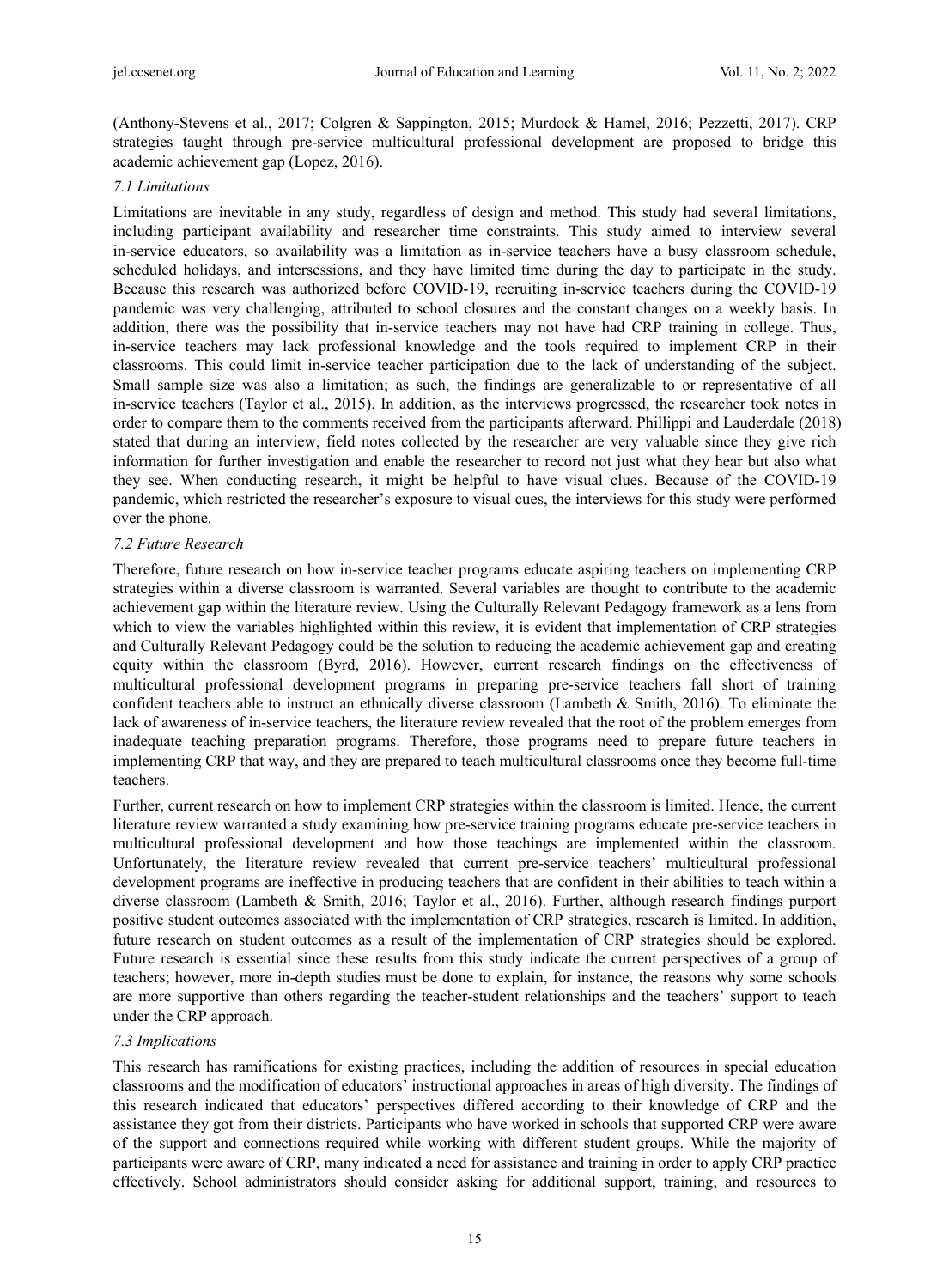(Anthony-Stevens et al., 2017; Colgren & Sappington, 2015; Murdock & Hamel, 2016; Pezzetti, 2017). CRP strategies taught through pre-service multicultural professional development are proposed to bridge this academic achievement gap (Lopez, 2016).

### *7.1 Limitations*

Limitations are inevitable in any study, regardless of design and method. This study had several limitations, including participant availability and researcher time constraints. This study aimed to interview several in-service educators, so availability was a limitation as in-service teachers have a busy classroom schedule, scheduled holidays, and intersessions, and they have limited time during the day to participate in the study. Because this research was authorized before COVID-19, recruiting in-service teachers during the COVID-19 pandemic was very challenging, attributed to school closures and the constant changes on a weekly basis. In addition, there was the possibility that in-service teachers may not have had CRP training in college. Thus, in-service teachers may lack professional knowledge and the tools required to implement CRP in their classrooms. This could limit in-service teacher participation due to the lack of understanding of the subject. Small sample size was also a limitation; as such, the findings are generalizable to or representative of all in-service teachers (Taylor et al., 2015). In addition, as the interviews progressed, the researcher took notes in order to compare them to the comments received from the participants afterward. Phillippi and Lauderdale (2018) stated that during an interview, field notes collected by the researcher are very valuable since they give rich information for further investigation and enable the researcher to record not just what they hear but also what they see. When conducting research, it might be helpful to have visual clues. Because of the COVID-19 pandemic, which restricted the researcher's exposure to visual cues, the interviews for this study were performed over the phone.

### *7.2 Future Research*

Therefore, future research on how in-service teacher programs educate aspiring teachers on implementing CRP strategies within a diverse classroom is warranted. Several variables are thought to contribute to the academic achievement gap within the literature review. Using the Culturally Relevant Pedagogy framework as a lens from which to view the variables highlighted within this review, it is evident that implementation of CRP strategies and Culturally Relevant Pedagogy could be the solution to reducing the academic achievement gap and creating equity within the classroom (Byrd, 2016). However, current research findings on the effectiveness of multicultural professional development programs in preparing pre-service teachers fall short of training confident teachers able to instruct an ethnically diverse classroom (Lambeth & Smith, 2016). To eliminate the lack of awareness of in-service teachers, the literature review revealed that the root of the problem emerges from inadequate teaching preparation programs. Therefore, those programs need to prepare future teachers in implementing CRP that way, and they are prepared to teach multicultural classrooms once they become full-time teachers.

Further, current research on how to implement CRP strategies within the classroom is limited. Hence, the current literature review warranted a study examining how pre-service training programs educate pre-service teachers in multicultural professional development and how those teachings are implemented within the classroom. Unfortunately, the literature review revealed that current pre-service teachers' multicultural professional development programs are ineffective in producing teachers that are confident in their abilities to teach within a diverse classroom (Lambeth & Smith, 2016; Taylor et al., 2016). Further, although research findings purport positive student outcomes associated with the implementation of CRP strategies, research is limited. In addition, future research on student outcomes as a result of the implementation of CRP strategies should be explored. Future research is essential since these results from this study indicate the current perspectives of a group of teachers; however, more in-depth studies must be done to explain, for instance, the reasons why some schools are more supportive than others regarding the teacher-student relationships and the teachers' support to teach under the CRP approach.

### *7.3 Implications*

This research has ramifications for existing practices, including the addition of resources in special education classrooms and the modification of educators' instructional approaches in areas of high diversity. The findings of this research indicated that educators' perspectives differed according to their knowledge of CRP and the assistance they got from their districts. Participants who have worked in schools that supported CRP were aware of the support and connections required while working with different student groups. While the majority of participants were aware of CRP, many indicated a need for assistance and training in order to apply CRP practice effectively. School administrators should consider asking for additional support, training, and resources to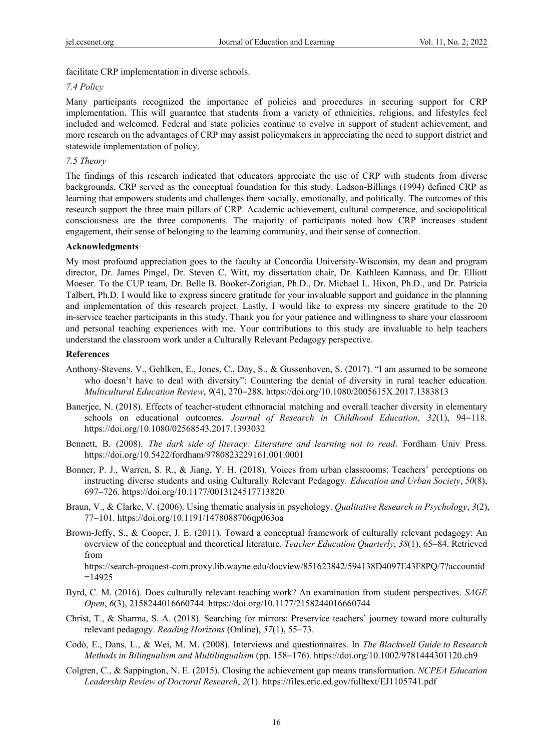facilitate CRP implementation in diverse schools.

### *7.4 Policy*

Many participants recognized the importance of policies and procedures in securing support for CRP implementation. This will guarantee that students from a variety of ethnicities, religions, and lifestyles feel included and welcomed. Federal and state policies continue to evolve in support of student achievement, and more research on the advantages of CRP may assist policymakers in appreciating the need to support district and statewide implementation of policy.

### *7.5 Theory*

The findings of this research indicated that educators appreciate the use of CRP with students from diverse backgrounds. CRP served as the conceptual foundation for this study. Ladson-Billings (1994) defined CRP as learning that empowers students and challenges them socially, emotionally, and politically. The outcomes of this research support the three main pillars of CRP. Academic achievement, cultural competence, and sociopolitical consciousness are the three components. The majority of participants noted how CRP increases student engagement, their sense of belonging to the learning community, and their sense of connection.

## Acknowledgments

My most profound appreciation goes to the faculty at Concordia University-Wisconsin, my dean and program director, Dr. James Pingel, Dr. Steven C. Witt, my dissertation chair, Dr. Kathleen Kannass, and Dr. Elliott Moeser. To the CUP team, Dr. Belle B. Booker-Zorigian, Ph.D., Dr. Michael L. Hixon, Ph.D., and Dr. Patricia Talbert, Ph.D. I would like to express sincere gratitude for your invaluable support and guidance in the planning and implementation of this research project. Lastly, I would like to express my sincere gratitude to the 20 in-service teacher participants in this study. Thank you for your patience and willingness to share your classroom and personal teaching experiences with me. Your contributions to this study are invaluable to help teachers understand the classroom work under a Culturally Relevant Pedagogy perspective.

## References

Anthony-Stevens, V., Gehlken, E., Jones, C., Day, S., & Gussenhoven, S. (2017). "I am assumed to be someone who doesn't have to deal with diversity": Countering the denial of diversity in rural teacher education. *Multicultural Education Review*, *9*(4), 270–288. https://doi.org/10.1080/2005615X.2017.1383813

Banerjee, N. (2018). Effects of teacher-student ethnoracial matching and overall teacher diversity in elementary schools on educational outcomes. *Journal of Research in Childhood Education*, *32*(1), 94–118. https://doi.org/10.1080/02568543.2017.1393032

Bennett, B. (2008). *The dark side of literacy: Literature and learning not to read*. Fordham Univ Press. https://doi.org/10.5422/fordham/9780823229161.001.0001

Bonner, P. J., Warren, S. R., & Jiang, Y. H. (2018). Voices from urban classrooms: Teachers' perceptions on instructing diverse students and using Culturally Relevant Pedagogy. *Education and Urban Society*, *50*(8), 697–726. https://doi.org/10.1177/0013124517713820

Braun, V., & Clarke, V. (2006). Using thematic analysis in psychology. *Qualitative Research in Psychology*, *3*(2), 77–101. https://doi.org/10.1191/1478088706qp063oa

Brown-Jeffy, S., & Cooper, J. E. (2011). Toward a conceptual framework of culturally relevant pedagogy: An overview of the conceptual and theoretical literature. *Teacher Education Quarterly*, *38*(1), 65–84. Retrieved from https://search-proquest-com.proxy.lib.wayne.edu/docview/851623842/594138D4097E43F8PQ/7?accountid=14925

Byrd, C. M. (2016). Does culturally relevant teaching work? An examination from student perspectives. *SAGE Open*, *6*(3), 2158244016660744. https://doi.org/10.1177/2158244016660744

Christ, T., & Sharma, S. A. (2018). Searching for mirrors: Preservice teachers' journey toward more culturally relevant pedagogy. *Reading Horizons* (Online), *57*(1), 55–73.

Codó, E., Dans, L., & Wei, M. M. (2008). Interviews and questionnaires. In *The Blackwell Guide to Research Methods in Bilingualism and Multilingualism* (pp. 158–176). https://doi.org/10.1002/9781444301120.ch9

Colgren, C., & Sappington, N. E. (2015). Closing the achievement gap means transformation. *NCPEA Education Leadership Review of Doctoral Research*, *2*(1). https://files.eric.ed.gov/fulltext/EJ1105741.pdf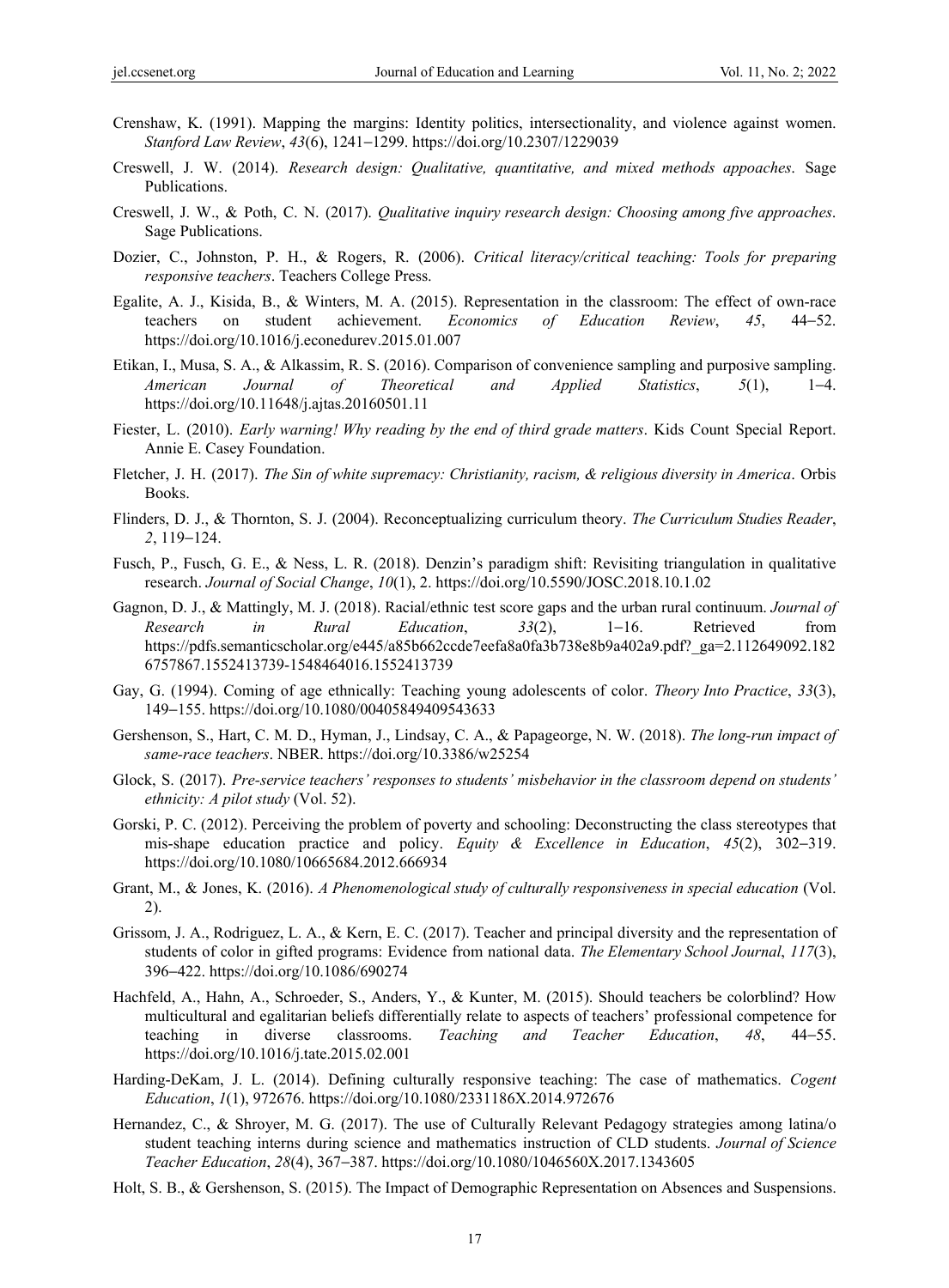Crenshaw, K. (1991). Mapping the margins: Identity politics, intersectionality, and violence against women. *Stanford Law Review*, *43*(6), 1241–1299. https://doi.org/10.2307/1229039

Creswell, J. W. (2014). *Research design: Qualitative, quantitative, and mixed methods appoaches*. Sage Publications.

Creswell, J. W., & Poth, C. N. (2017). *Qualitative inquiry research design: Choosing among five approaches*. Sage Publications.

Dozier, C., Johnston, P. H., & Rogers, R. (2006). *Critical literacy/critical teaching: Tools for preparing responsive teachers*. Teachers College Press.

Egalite, A. J., Kisida, B., & Winters, M. A. (2015). Representation in the classroom: The effect of own-race teachers on student achievement. *Economics of Education Review*, *45*, 44–52. https://doi.org/10.1016/j.econedurev.2015.01.007

Etikan, I., Musa, S. A., & Alkassim, R. S. (2016). Comparison of convenience sampling and purposive sampling. *American Journal of Theoretical and Applied Statistics*, *5*(1), 1–4. https://doi.org/10.11648/j.ajtas.20160501.11

Fiester, L. (2010). *Early warning! Why reading by the end of third grade matters*. Kids Count Special Report. Annie E. Casey Foundation.

Fletcher, J. H. (2017). *The Sin of white supremacy: Christianity, racism, & religious diversity in America*. Orbis Books.

Flinders, D. J., & Thornton, S. J. (2004). Reconceptualizing curriculum theory. *The Curriculum Studies Reader*, *2*, 119–124.

Fusch, P., Fusch, G. E., & Ness, L. R. (2018). Denzin's paradigm shift: Revisiting triangulation in qualitative research. *Journal of Social Change*, *10*(1), 2. https://doi.org/10.5590/JOSC.2018.10.1.02

Gagnon, D. J., & Mattingly, M. J. (2018). Racial/ethnic test score gaps and the urban rural continuum. *Journal of Research in Rural Education*, *33*(2), 1–16. Retrieved from https://pdfs.semanticscholar.org/e445/a85b662ccde7eefa8a0fa3b738e8b9a402a9.pdf?_ga=2.112649092.1826757867.1552413739-1548464016.1552413739

Gay, G. (1994). Coming of age ethnically: Teaching young adolescents of color. *Theory Into Practice*, *33*(3), 149–155. https://doi.org/10.1080/00405849409543633

Gershenson, S., Hart, C. M. D., Hyman, J., Lindsay, C. A., & Papageorge, N. W. (2018). *The long-run impact of same-race teachers*. NBER. https://doi.org/10.3386/w25254

Glock, S. (2017). *Pre-service teachers' responses to students' misbehavior in the classroom depend on students' ethnicity: A pilot study* (Vol. 52).

Gorski, P. C. (2012). Perceiving the problem of poverty and schooling: Deconstructing the class stereotypes that mis-shape education practice and policy. *Equity & Excellence in Education*, *45*(2), 302–319. https://doi.org/10.1080/10665684.2012.666934

Grant, M., & Jones, K. (2016). *A Phenomenological study of culturally responsiveness in special education* (Vol. 2).

Grissom, J. A., Rodriguez, L. A., & Kern, E. C. (2017). Teacher and principal diversity and the representation of students of color in gifted programs: Evidence from national data. *The Elementary School Journal*, *117*(3), 396–422. https://doi.org/10.1086/690274

Hachfeld, A., Hahn, A., Schroeder, S., Anders, Y., & Kunter, M. (2015). Should teachers be colorblind? How multicultural and egalitarian beliefs differentially relate to aspects of teachers' professional competence for teaching in diverse classrooms. *Teaching and Teacher Education*, *48*, 44–55. https://doi.org/10.1016/j.tate.2015.02.001

Harding-DeKam, J. L. (2014). Defining culturally responsive teaching: The case of mathematics. *Cogent Education*, *1*(1), 972676. https://doi.org/10.1080/2331186X.2014.972676

Hernandez, C., & Shroyer, M. G. (2017). The use of Culturally Relevant Pedagogy strategies among latina/o student teaching interns during science and mathematics instruction of CLD students. *Journal of Science Teacher Education*, *28*(4), 367–387. https://doi.org/10.1080/1046560X.2017.1343605

Holt, S. B., & Gershenson, S. (2015). The Impact of Demographic Representation on Absences and Suspensions.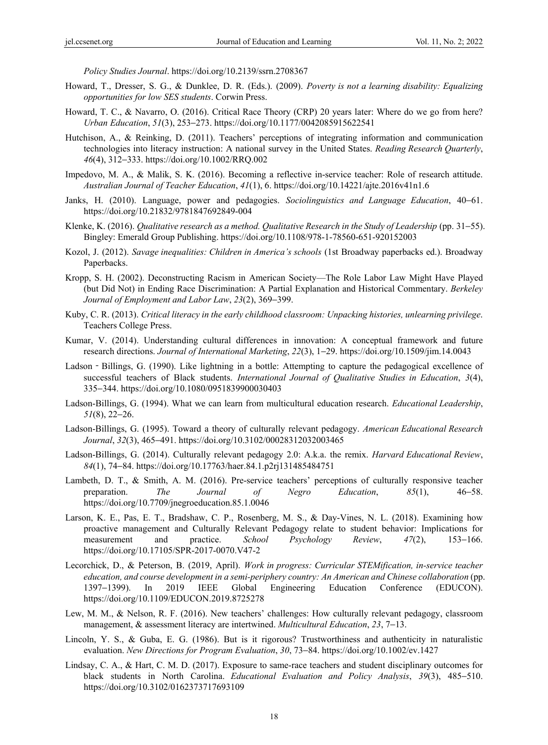*Policy Studies Journal*. https://doi.org/10.2139/ssrn.2708367

Howard, T., Dresser, S. G., & Dunklee, D. R. (Eds.). (2009). *Poverty is not a learning disability: Equalizing opportunities for low SES students*. Corwin Press.

Howard, T. C., & Navarro, O. (2016). Critical Race Theory (CRP) 20 years later: Where do we go from here? *Urban Education*, *51*(3), 253–273. https://doi.org/10.1177/0042085915622541

Hutchison, A., & Reinking, D. (2011). Teachers' perceptions of integrating information and communication technologies into literacy instruction: A national survey in the United States. *Reading Research Quarterly*, *46*(4), 312–333. https://doi.org/10.1002/RRQ.002

Impedovo, M. A., & Malik, S. K. (2016). Becoming a reflective in-service teacher: Role of research attitude. *Australian Journal of Teacher Education*, *41*(1), 6. https://doi.org/10.14221/ajte.2016v41n1.6

Janks, H. (2010). Language, power and pedagogies. *Sociolinguistics and Language Education*, 40–61. https://doi.org/10.21832/9781847692849-004

Klenke, K. (2016). *Qualitative research as a method. Qualitative Research in the Study of Leadership* (pp. 31–55). Bingley: Emerald Group Publishing. https://doi.org/10.1108/978-1-78560-651-920152003

Kozol, J. (2012). *Savage inequalities: Children in America's schools* (1st Broadway paperbacks ed.). Broadway Paperbacks.

Kropp, S. H. (2002). Deconstructing Racism in American Society—The Role Labor Law Might Have Played (but Did Not) in Ending Race Discrimination: A Partial Explanation and Historical Commentary. *Berkeley Journal of Employment and Labor Law*, *23*(2), 369–399.

Kuby, C. R. (2013). *Critical literacy in the early childhood classroom: Unpacking histories, unlearning privilege*. Teachers College Press.

Kumar, V. (2014). Understanding cultural differences in innovation: A conceptual framework and future research directions. *Journal of International Marketing*, *22*(3), 1–29. https://doi.org/10.1509/jim.14.0043

Ladson‐Billings, G. (1990). Like lightning in a bottle: Attempting to capture the pedagogical excellence of successful teachers of Black students. *International Journal of Qualitative Studies in Education*, *3*(4), 335–344. https://doi.org/10.1080/0951839900030403

Ladson-Billings, G. (1994). What we can learn from multicultural education research. *Educational Leadership*, *51*(8), 22–26.

Ladson-Billings, G. (1995). Toward a theory of culturally relevant pedagogy. *American Educational Research Journal*, *32*(3), 465–491. https://doi.org/10.3102/00028312032003465

Ladson-Billings, G. (2014). Culturally relevant pedagogy 2.0: A.k.a. the remix. *Harvard Educational Review*, *84*(1), 74–84. https://doi.org/10.17763/haer.84.1.p2rj131485484751

Lambeth, D. T., & Smith, A. M. (2016). Pre-service teachers' perceptions of culturally responsive teacher preparation. *The Journal of Negro Education*, *85*(1), 46–58. https://doi.org/10.7709/jnegroeducation.85.1.0046

Larson, K. E., Pas, E. T., Bradshaw, C. P., Rosenberg, M. S., & Day-Vines, N. L. (2018). Examining how proactive management and Culturally Relevant Pedagogy relate to student behavior: Implications for measurement and practice. *School Psychology Review*, *47*(2), 153–166. https://doi.org/10.17105/SPR-2017-0070.V47-2

Lecorchick, D., & Peterson, B. (2019, April). *Work in progress: Curricular STEMification, in-service teacher education, and course development in a semi-periphery country: An American and Chinese collaboration* (pp. 1397–1399). In 2019 IEEE Global Engineering Education Conference (EDUCON). https://doi.org/10.1109/EDUCON.2019.8725278

Lew, M. M., & Nelson, R. F. (2016). New teachers' challenges: How culturally relevant pedagogy, classroom management, & assessment literacy are intertwined. *Multicultural Education*, *23*, 7–13.

Lincoln, Y. S., & Guba, E. G. (1986). But is it rigorous? Trustworthiness and authenticity in naturalistic evaluation. *New Directions for Program Evaluation*, *30*, 73–84. https://doi.org/10.1002/ev.1427

Lindsay, C. A., & Hart, C. M. D. (2017). Exposure to same-race teachers and student disciplinary outcomes for black students in North Carolina. *Educational Evaluation and Policy Analysis*, *39*(3), 485–510. https://doi.org/10.3102/0162373717693109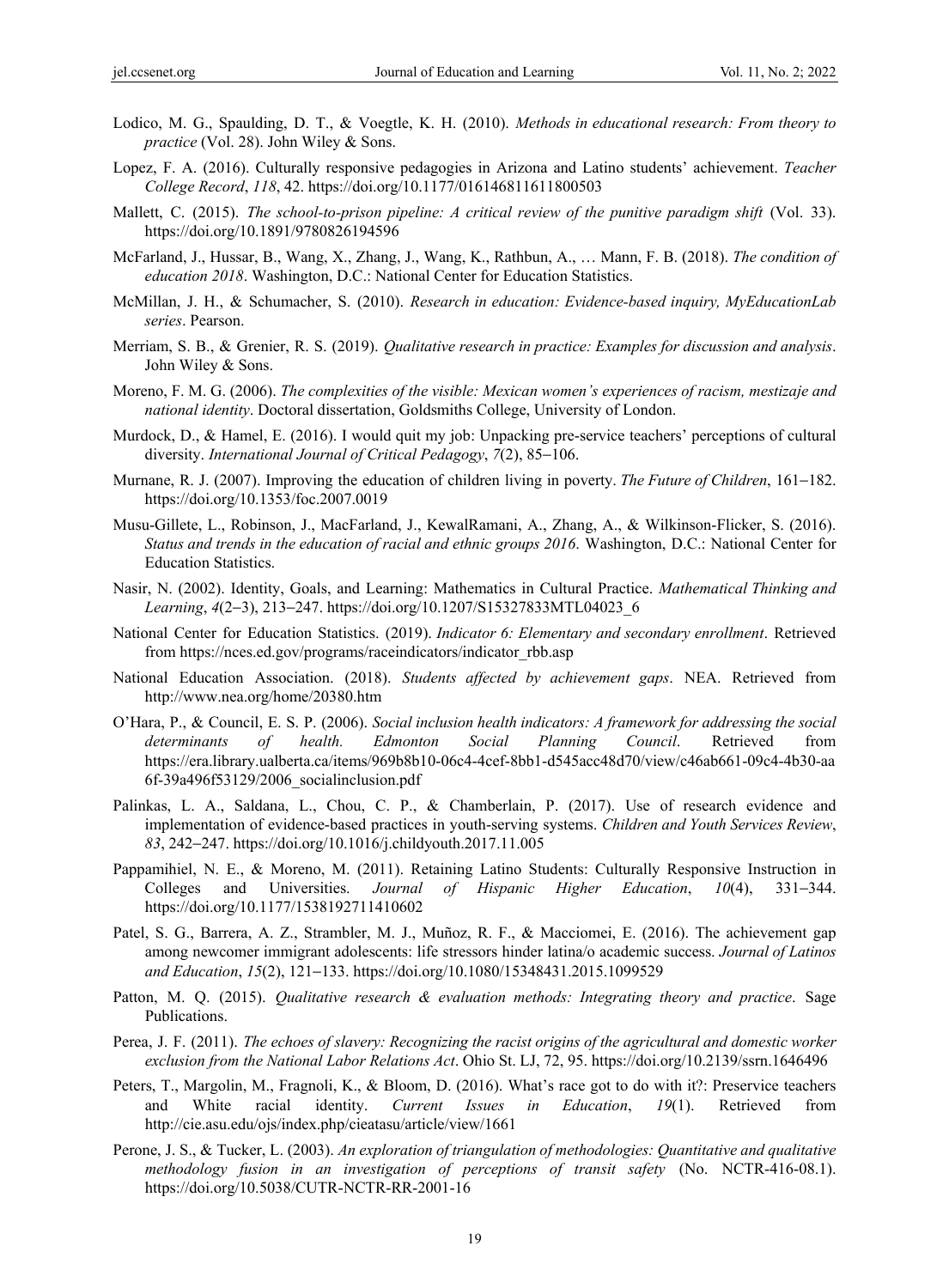Lodico, M. G., Spaulding, D. T., & Voegtle, K. H. (2010). *Methods in educational research: From theory to practice* (Vol. 28). John Wiley & Sons.

Lopez, F. A. (2016). Culturally responsive pedagogies in Arizona and Latino students' achievement. *Teacher College Record*, *118*, 42. https://doi.org/10.1177/016146811611800503

Mallett, C. (2015). *The school-to-prison pipeline: A critical review of the punitive paradigm shift* (Vol. 33). https://doi.org/10.1891/9780826194596

McFarland, J., Hussar, B., Wang, X., Zhang, J., Wang, K., Rathbun, A., … Mann, F. B. (2018). *The condition of education 2018*. Washington, D.C.: National Center for Education Statistics.

McMillan, J. H., & Schumacher, S. (2010). *Research in education: Evidence-based inquiry, MyEducationLab series*. Pearson.

Merriam, S. B., & Grenier, R. S. (2019). *Qualitative research in practice: Examples for discussion and analysis*. John Wiley & Sons.

Moreno, F. M. G. (2006). *The complexities of the visible: Mexican women's experiences of racism, mestizaje and national identity*. Doctoral dissertation, Goldsmiths College, University of London.

Murdock, D., & Hamel, E. (2016). I would quit my job: Unpacking pre-service teachers' perceptions of cultural diversity. *International Journal of Critical Pedagogy*, *7*(2), 85–106.

Murnane, R. J. (2007). Improving the education of children living in poverty. *The Future of Children*, 161–182. https://doi.org/10.1353/foc.2007.0019

Musu-Gillete, L., Robinson, J., MacFarland, J., KewalRamani, A., Zhang, A., & Wilkinson-Flicker, S. (2016). *Status and trends in the education of racial and ethnic groups 2016*. Washington, D.C.: National Center for Education Statistics.

Nasir, N. (2002). Identity, Goals, and Learning: Mathematics in Cultural Practice. *Mathematical Thinking and Learning*, *4*(2–3), 213–247. https://doi.org/10.1207/S15327833MTL04023_6

National Center for Education Statistics. (2019). *Indicator 6: Elementary and secondary enrollment*. Retrieved from https://nces.ed.gov/programs/raceindicators/indicator_rbb.asp

National Education Association. (2018). *Students affected by achievement gaps*. NEA. Retrieved from http://www.nea.org/home/20380.htm

O'Hara, P., & Council, E. S. P. (2006). *Social inclusion health indicators: A framework for addressing the social determinants of health. Edmonton Social Planning Council*. Retrieved from https://era.library.ualberta.ca/items/969b8b10-06c4-4cef-8bb1-d545acc48d70/view/c46ab661-09c4-4b30-aa6f-39a496f53129/2006_socialinclusion.pdf

Palinkas, L. A., Saldana, L., Chou, C. P., & Chamberlain, P. (2017). Use of research evidence and implementation of evidence-based practices in youth-serving systems. *Children and Youth Services Review*, *83*, 242–247. https://doi.org/10.1016/j.childyouth.2017.11.005

Pappamihiel, N. E., & Moreno, M. (2011). Retaining Latino Students: Culturally Responsive Instruction in Colleges and Universities. *Journal of Hispanic Higher Education*, *10*(4), 331–344. https://doi.org/10.1177/1538192711410602

Patel, S. G., Barrera, A. Z., Strambler, M. J., Muñoz, R. F., & Macciomei, E. (2016). The achievement gap among newcomer immigrant adolescents: life stressors hinder latina/o academic success. *Journal of Latinos and Education*, *15*(2), 121–133. https://doi.org/10.1080/15348431.2015.1099529

Patton, M. Q. (2015). *Qualitative research & evaluation methods: Integrating theory and practice*. Sage Publications.

Perea, J. F. (2011). *The echoes of slavery: Recognizing the racist origins of the agricultural and domestic worker exclusion from the National Labor Relations Act*. Ohio St. LJ, 72, 95. https://doi.org/10.2139/ssrn.1646496

Peters, T., Margolin, M., Fragnoli, K., & Bloom, D. (2016). What's race got to do with it?: Preservice teachers and White racial identity. *Current Issues in Education*, *19*(1). Retrieved from http://cie.asu.edu/ojs/index.php/cieatasu/article/view/1661

Perone, J. S., & Tucker, L. (2003). *An exploration of triangulation of methodologies: Quantitative and qualitative methodology fusion in an investigation of perceptions of transit safety* (No. NCTR-416-08.1). https://doi.org/10.5038/CUTR-NCTR-RR-2001-16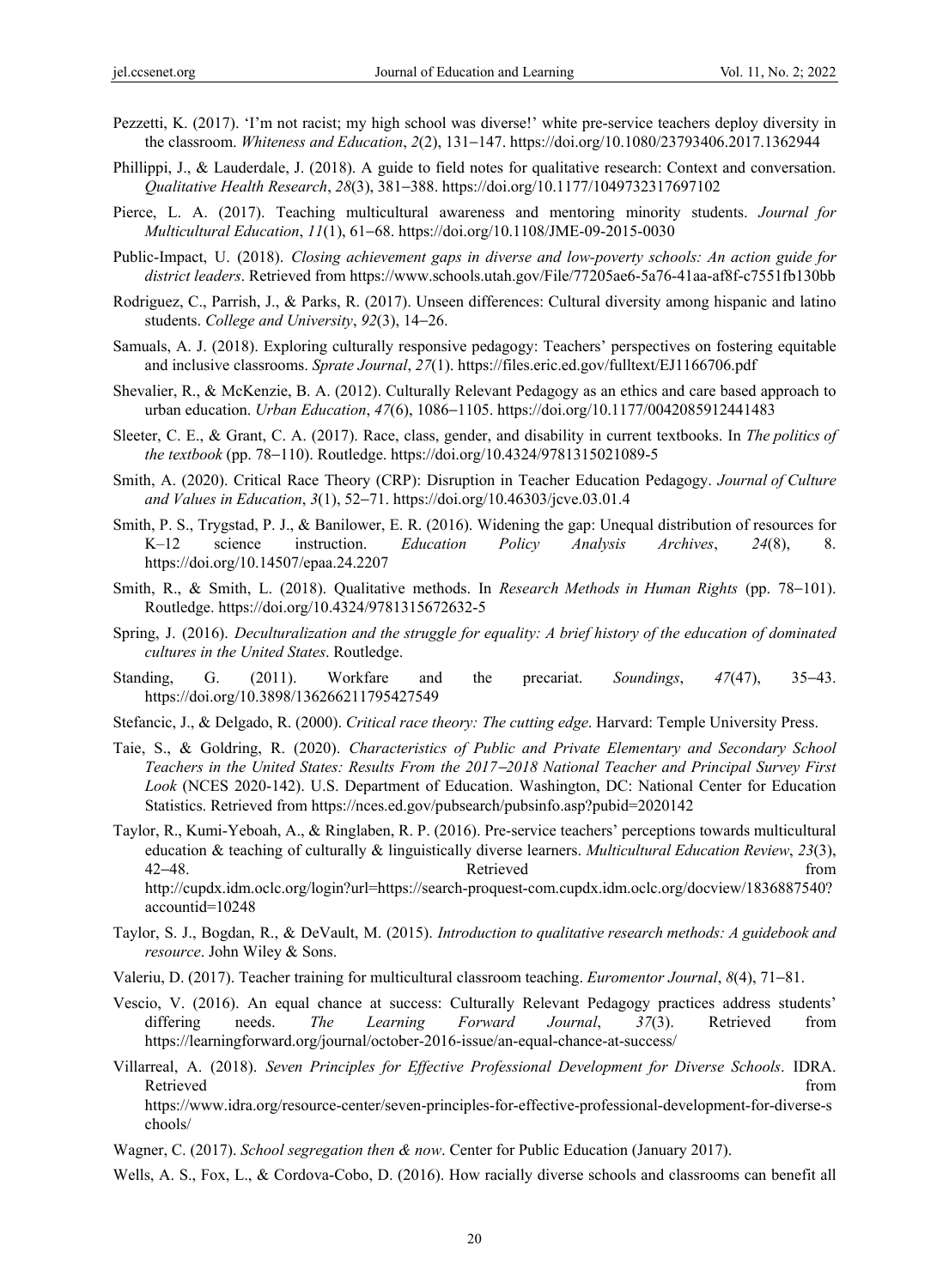Pezzetti, K. (2017). 'I'm not racist; my high school was diverse!' white pre-service teachers deploy diversity in the classroom. *Whiteness and Education*, *2*(2), 131–147. https://doi.org/10.1080/23793406.2017.1362944

Phillippi, J., & Lauderdale, J. (2018). A guide to field notes for qualitative research: Context and conversation. *Qualitative Health Research*, *28*(3), 381–388. https://doi.org/10.1177/1049732317697102

Pierce, L. A. (2017). Teaching multicultural awareness and mentoring minority students. *Journal for Multicultural Education*, *11*(1), 61–68. https://doi.org/10.1108/JME-09-2015-0030

Public-Impact, U. (2018). *Closing achievement gaps in diverse and low-poverty schools: An action guide for district leaders*. Retrieved from https://www.schools.utah.gov/File/77205ae6-5a76-41aa-af8f-c7551fb130bb

Rodriguez, C., Parrish, J., & Parks, R. (2017). Unseen differences: Cultural diversity among hispanic and latino students. *College and University*, *92*(3), 14–26.

Samuals, A. J. (2018). Exploring culturally responsive pedagogy: Teachers' perspectives on fostering equitable and inclusive classrooms. *Sprate Journal*, *27*(1). https://files.eric.ed.gov/fulltext/EJ1166706.pdf

Shevalier, R., & McKenzie, B. A. (2012). Culturally Relevant Pedagogy as an ethics and care based approach to urban education. *Urban Education*, *47*(6), 1086–1105. https://doi.org/10.1177/0042085912441483

Sleeter, C. E., & Grant, C. A. (2017). Race, class, gender, and disability in current textbooks. In *The politics of the textbook* (pp. 78–110). Routledge. https://doi.org/10.4324/9781315021089-5

Smith, A. (2020). Critical Race Theory (CRP): Disruption in Teacher Education Pedagogy. *Journal of Culture and Values in Education*, *3*(1), 52–71. https://doi.org/10.46303/jcve.03.01.4

Smith, P. S., Trygstad, P. J., & Banilower, E. R. (2016). Widening the gap: Unequal distribution of resources for K–12 science instruction. *Education Policy Analysis Archives*, *24*(8), 8. https://doi.org/10.14507/epaa.24.2207

Smith, R., & Smith, L. (2018). Qualitative methods. In *Research Methods in Human Rights* (pp. 78–101). Routledge. https://doi.org/10.4324/9781315672632-5

Spring, J. (2016). *Deculturalization and the struggle for equality: A brief history of the education of dominated cultures in the United States*. Routledge.

Standing, G. (2011). Workfare and the precariat. *Soundings*, *47*(47), 35–43. https://doi.org/10.3898/136266211795427549

Stefancic, J., & Delgado, R. (2000). *Critical race theory: The cutting edge*. Harvard: Temple University Press.

Taie, S., & Goldring, R. (2020). *Characteristics of Public and Private Elementary and Secondary School Teachers in the United States: Results From the 2017–2018 National Teacher and Principal Survey First Look* (NCES 2020-142). U.S. Department of Education. Washington, DC: National Center for Education Statistics. Retrieved from https://nces.ed.gov/pubsearch/pubsinfo.asp?pubid=2020142

Taylor, R., Kumi-Yeboah, A., & Ringlaben, R. P. (2016). Pre-service teachers' perceptions towards multicultural education & teaching of culturally & linguistically diverse learners. *Multicultural Education Review*, *23*(3), 42–48. Retrieved from http://cupdx.idm.oclc.org/login?url=https://search-proquest-com.cupdx.idm.oclc.org/docview/1836887540?accountid=10248

Taylor, S. J., Bogdan, R., & DeVault, M. (2015). *Introduction to qualitative research methods: A guidebook and resource*. John Wiley & Sons.

Valeriu, D. (2017). Teacher training for multicultural classroom teaching. *Euromentor Journal*, *8*(4), 71–81.

Vescio, V. (2016). An equal chance at success: Culturally Relevant Pedagogy practices address students' differing needs. *The Learning Forward Journal*, *37*(3). Retrieved from https://learningforward.org/journal/october-2016-issue/an-equal-chance-at-success/

Villarreal, A. (2018). *Seven Principles for Effective Professional Development for Diverse Schools*. IDRA. Retrieved from https://www.idra.org/resource-center/seven-principles-for-effective-professional-development-for-diverse-schools/

Wagner, C. (2017). *School segregation then & now*. Center for Public Education (January 2017).

Wells, A. S., Fox, L., & Cordova-Cobo, D. (2016). How racially diverse schools and classrooms can benefit all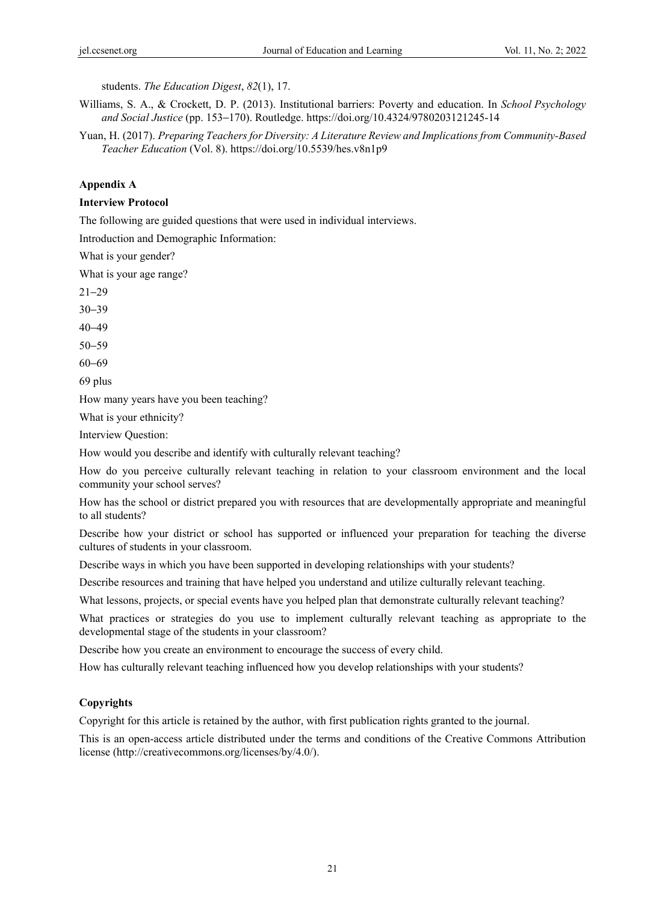students. *The Education Digest*, *82*(1), 17.

Williams, S. A., & Crockett, D. P. (2013). Institutional barriers: Poverty and education. In *School Psychology and Social Justice* (pp. 153–170). Routledge. https://doi.org/10.4324/9780203121245-14

Yuan, H. (2017). *Preparing Teachers for Diversity: A Literature Review and Implications from Community-Based Teacher Education* (Vol. 8). https://doi.org/10.5539/hes.v8n1p9

## Appendix A

### Interview Protocol

The following are guided questions that were used in individual interviews.

Introduction and Demographic Information:

What is your gender?

What is your age range?

21–29

30–39

40–49

50–59

60–69

69 plus

How many years have you been teaching?

What is your ethnicity?

Interview Question:

How would you describe and identify with culturally relevant teaching?

How do you perceive culturally relevant teaching in relation to your classroom environment and the local community your school serves?

How has the school or district prepared you with resources that are developmentally appropriate and meaningful to all students?

Describe how your district or school has supported or influenced your preparation for teaching the diverse cultures of students in your classroom.

Describe ways in which you have been supported in developing relationships with your students?

Describe resources and training that have helped you understand and utilize culturally relevant teaching.

What lessons, projects, or special events have you helped plan that demonstrate culturally relevant teaching?

What practices or strategies do you use to implement culturally relevant teaching as appropriate to the developmental stage of the students in your classroom?

Describe how you create an environment to encourage the success of every child.

How has culturally relevant teaching influenced how you develop relationships with your students?

## Copyrights

Copyright for this article is retained by the author, with first publication rights granted to the journal.

This is an open-access article distributed under the terms and conditions of the Creative Commons Attribution license (http://creativecommons.org/licenses/by/4.0/).